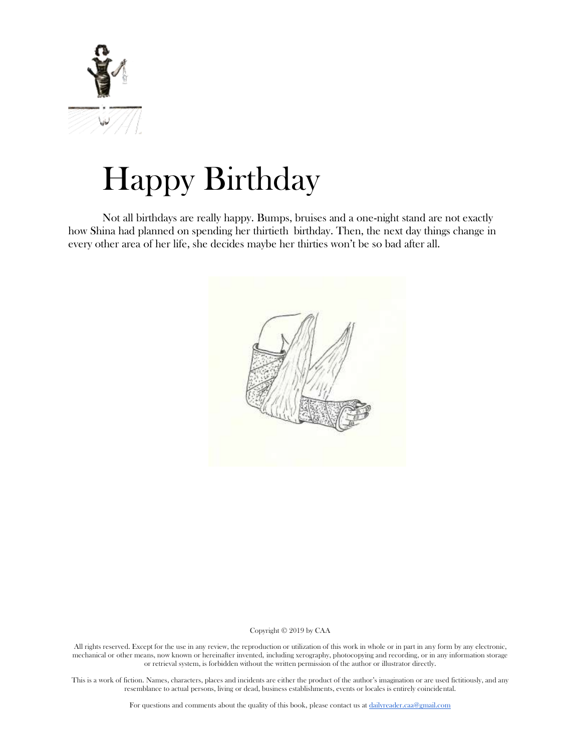# Happy Birthday

Not all birthdays are really happy. Bumps, bruises and a one-night stand are not exactly how Shina had planned on spending her thirtieth birthday. Then, the next day things change in every other area of her life, she decides maybe her thirties won't be so bad after all.

Copyright © 2019 by CAA

All rights reserved. Except for the use in any review, the reproduction or utilization of this work in whole or in part in any form by any electronic, mechanical or other means, now known or hereinafter invented, including xerography, photocopying and recording, or in any information storage or retrieval system, is forbidden without the written permission of the author or illustrator directly.

This is a work of fiction. Names, characters, places and incidents are either the product of the author's imagination or are used fictitiously, and any resemblance to actual persons, living or dead, business establishments, events or locales is entirely coincidental.

For questions and comments about the quality of this book, please contact us at dailyreader.caa@gmail.com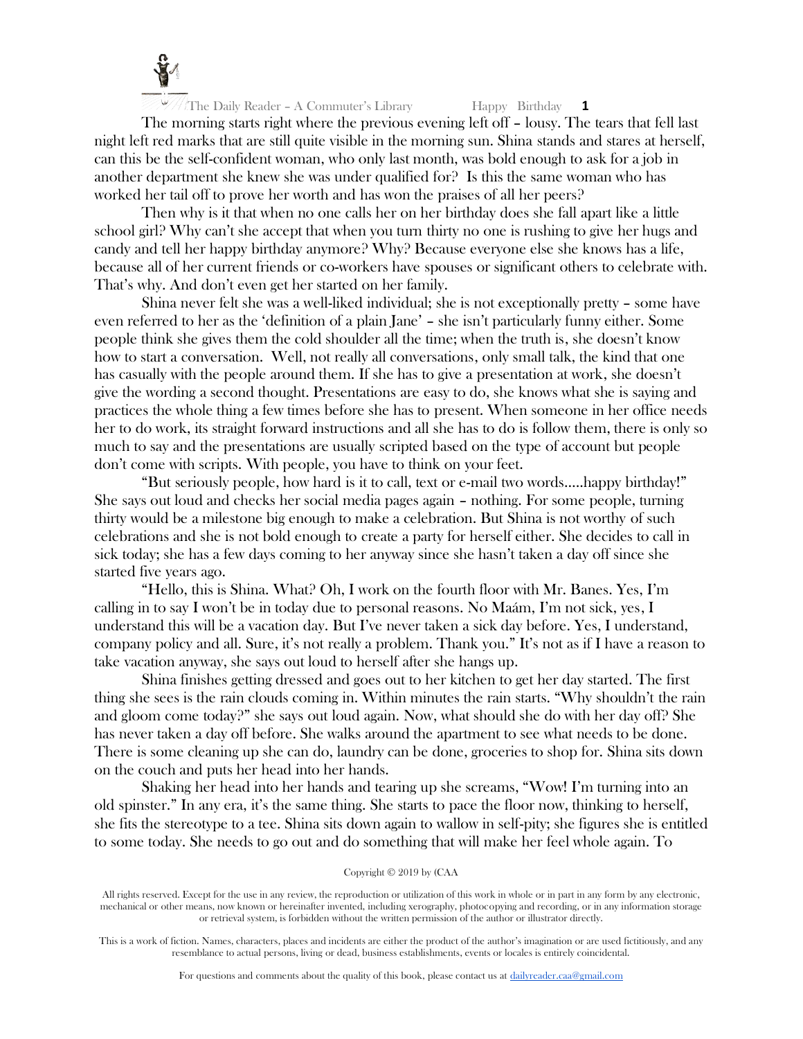The morning starts right where the previous evening left off – lousy. The tears that fell last night left red marks that are still quite visible in the morning sun. Shina stands and stares at herself, can this be the self-confident woman, who only last month, was bold enough to ask for a job in another department she knew she was under qualified for? Is this the same woman who has worked her tail off to prove her worth and has won the praises of all her peers?

Then why is it that when no one calls her on her birthday does she fall apart like a little school girl? Why can't she accept that when you turn thirty no one is rushing to give her hugs and candy and tell her happy birthday anymore? Why? Because everyone else she knows has a life, because all of her current friends or co-workers have spouses or significant others to celebrate with. That's why. And don't even get her started on her family.

Shina never felt she was a well-liked individual; she is not exceptionally pretty – some have even referred to her as the 'definition of a plain Jane' – she isn't particularly funny either. Some people think she gives them the cold shoulder all the time; when the truth is, she doesn't know how to start a conversation. Well, not really all conversations, only small talk, the kind that one has casually with the people around them. If she has to give a presentation at work, she doesn't give the wording a second thought. Presentations are easy to do, she knows what she is saying and practices the whole thing a few times before she has to present. When someone in her office needs her to do work, its straight forward instructions and all she has to do is follow them, there is only so much to say and the presentations are usually scripted based on the type of account but people don't come with scripts. With people, you have to think on your feet.

"But seriously people, how hard is it to call, text or e-mail two words.....happy birthday!" She says out loud and checks her social media pages again – nothing. For some people, turning thirty would be a milestone big enough to make a celebration. But Shina is not worthy of such celebrations and she is not bold enough to create a party for herself either. She decides to call in sick today; she has a few days coming to her anyway since she hasn't taken a day off since she started five years ago.

"Hello, this is Shina. What? Oh, I work on the fourth floor with Mr. Banes. Yes, I'm calling in to say I won't be in today due to personal reasons. No Maám, I'm not sick, yes, I understand this will be a vacation day. But I've never taken a sick day before. Yes, I understand, company policy and all. Sure, it's not really a problem. Thank you." It's not as if I have a reason to take vacation anyway, she says out loud to herself after she hangs up.

Shina finishes getting dressed and goes out to her kitchen to get her day started. The first thing she sees is the rain clouds coming in. Within minutes the rain starts. "Why shouldn't the rain and gloom come today?" she says out loud again. Now, what should she do with her day off? She has never taken a day off before. She walks around the apartment to see what needs to be done. There is some cleaning up she can do, laundry can be done, groceries to shop for. Shina sits down on the couch and puts her head into her hands.

Shaking her head into her hands and tearing up she screams, "Wow! I'm turning into an old spinster." In any era, it's the same thing. She starts to pace the floor now, thinking to herself, she fits the stereotype to a tee. Shina sits down again to wallow in self-pity; she figures she is entitled to some today. She needs to go out and do something that will make her feel whole again. To

Copyright © 2019 by (CAA

All rights reserved. Except for the use in any review, the reproduction or utilization of this work in whole or in part in any form by any electronic, mechanical or other means, now known or hereinafter invented, including xerography, photocopying and recording, or in any information storage or retrieval system, is forbidden without the written permission of the author or illustrator directly.

This is a work of fiction. Names, characters, places and incidents are either the product of the author's imagination or are used fictitiously, and any resemblance to actual persons, living or dead, business establishments, events or locales is entirely coincidental.

For questions and comments about the quality of this book, please contact us at dailyreader.caa@gmail.com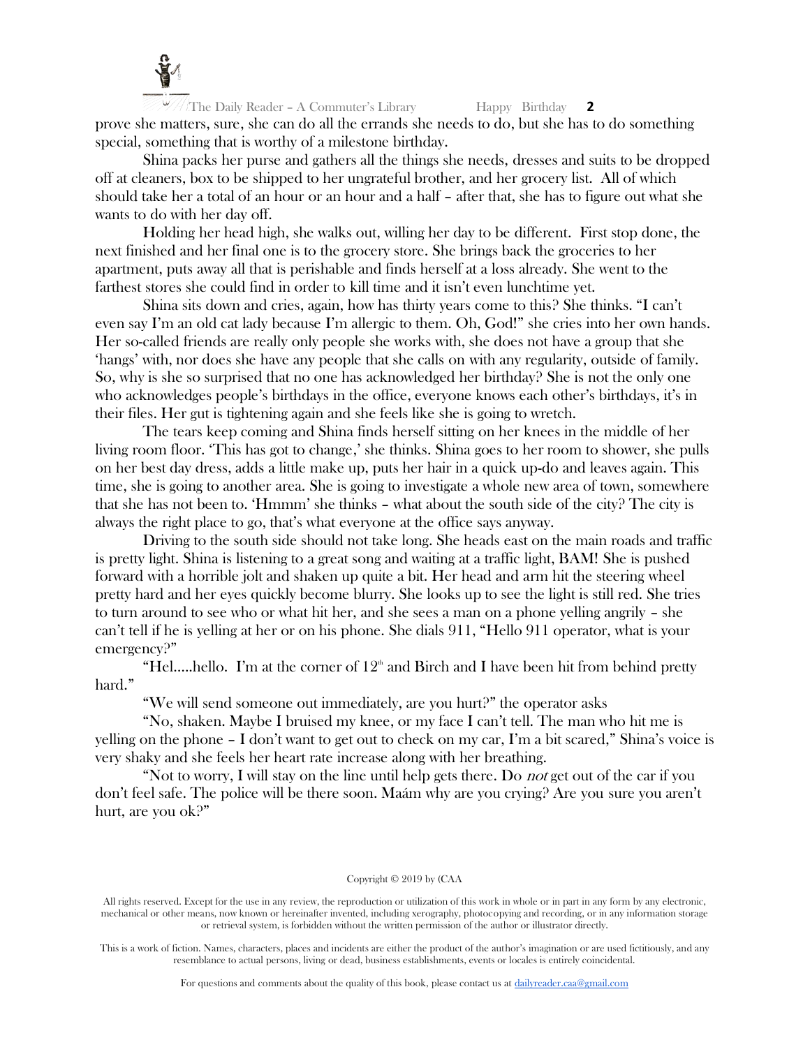prove she matters, sure, she can do all the errands she needs to do, but she has to do something special, something that is worthy of a milestone birthday.

Shina packs her purse and gathers all the things she needs, dresses and suits to be dropped off at cleaners, box to be shipped to her ungrateful brother, and her grocery list. All of which should take her a total of an hour or an hour and a half – after that, she has to figure out what she wants to do with her day off.

Holding her head high, she walks out, willing her day to be different. First stop done, the next finished and her final one is to the grocery store. She brings back the groceries to her apartment, puts away all that is perishable and finds herself at a loss already. She went to the farthest stores she could find in order to kill time and it isn't even lunchtime yet.

Shina sits down and cries, again, how has thirty years come to this? She thinks. "I can't even say I'm an old cat lady because I'm allergic to them. Oh, God!" she cries into her own hands. Her so-called friends are really only people she works with, she does not have a group that she 'hangs' with, nor does she have any people that she calls on with any regularity, outside of family. So, why is she so surprised that no one has acknowledged her birthday? She is not the only one who acknowledges people's birthdays in the office, everyone knows each other's birthdays, it's in their files. Her gut is tightening again and she feels like she is going to wretch.

The tears keep coming and Shina finds herself sitting on her knees in the middle of her living room floor. 'This has got to change,' she thinks. Shina goes to her room to shower, she pulls on her best day dress, adds a little make up, puts her hair in a quick up-do and leaves again. This time, she is going to another area. She is going to investigate a whole new area of town, somewhere that she has not been to. 'Hmmm' she thinks – what about the south side of the city? The city is always the right place to go, that's what everyone at the office says anyway.

Driving to the south side should not take long. She heads east on the main roads and traffic is pretty light. Shina is listening to a great song and waiting at a traffic light, BAM! She is pushed forward with a horrible jolt and shaken up quite a bit. Her head and arm hit the steering wheel pretty hard and her eyes quickly become blurry. She looks up to see the light is still red. She tries to turn around to see who or what hit her, and she sees a man on a phone yelling angrily – she can't tell if he is yelling at her or on his phone. She dials 911, "Hello 911 operator, what is your emergency?"

"Hel.....hello. I'm at the corner of 12th and Birch and I have been hit from behind pretty hard."

"We will send someone out immediately, are you hurt?" the operator asks

"No, shaken. Maybe I bruised my knee, or my face I can't tell. The man who hit me is yelling on the phone – I don't want to get out to check on my car, I'm a bit scared," Shina's voice is very shaky and she feels her heart rate increase along with her breathing.

"Not to worry, I will stay on the line until help gets there. Do *not* get out of the car if you don't feel safe. The police will be there soon. Maám why are you crying? Are you sure you aren't hurt, are you ok?"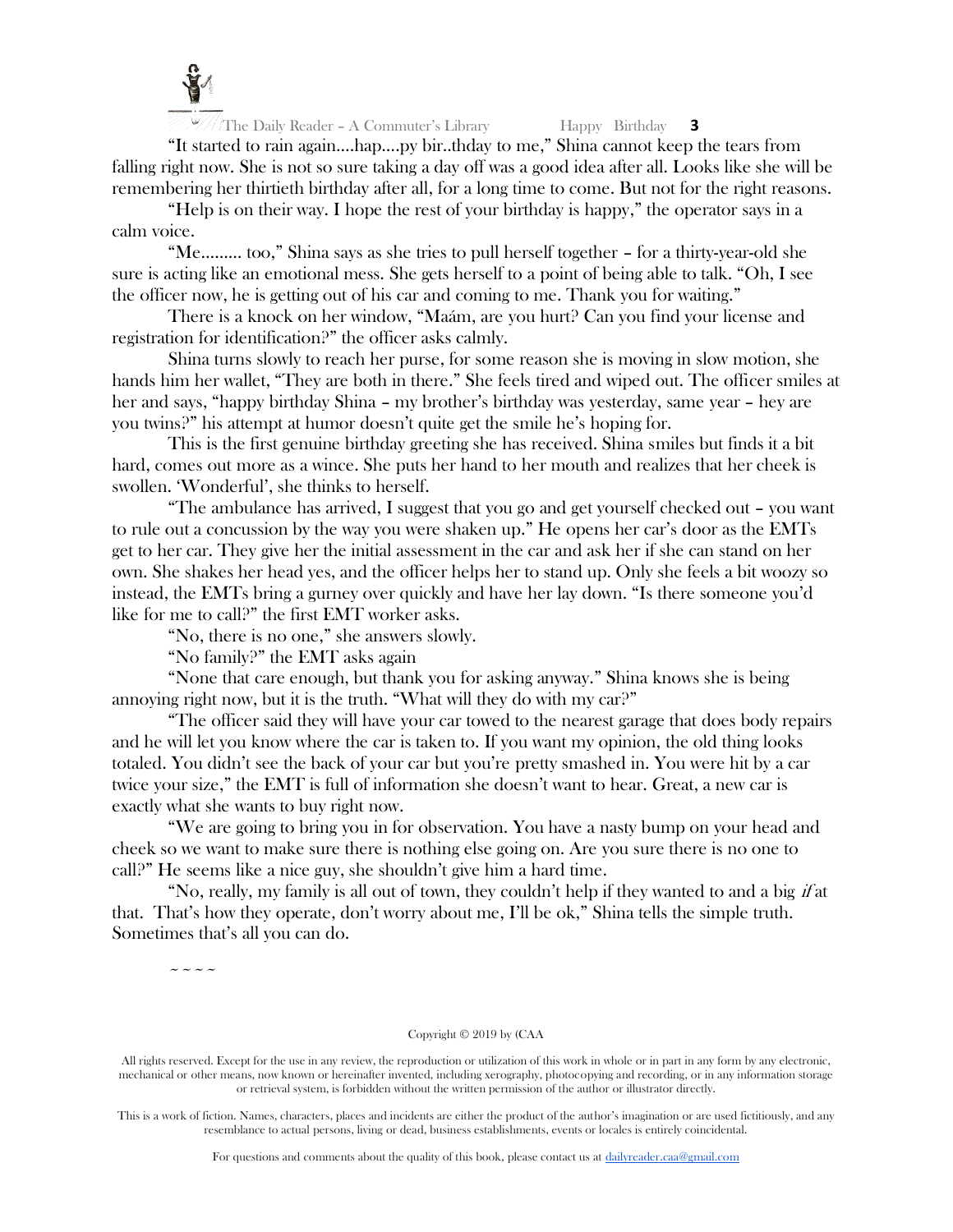"It started to rain again....hap....py bir..thday to me," Shina cannot keep the tears from falling right now. She is not so sure taking a day off was a good idea after all. Looks like she will be remembering her thirtieth birthday after all, for a long time to come. But not for the right reasons.

"Help is on their way. I hope the rest of your birthday is happy," the operator says in a calm voice.

"Me......... too," Shina says as she tries to pull herself together – for a thirty-year-old she sure is acting like an emotional mess. She gets herself to a point of being able to talk. "Oh, I see the officer now, he is getting out of his car and coming to me. Thank you for waiting."

There is a knock on her window, "Maám, are you hurt? Can you find your license and registration for identification?" the officer asks calmly.

Shina turns slowly to reach her purse, for some reason she is moving in slow motion, she hands him her wallet, "They are both in there." She feels tired and wiped out. The officer smiles at her and says, "happy birthday Shina – my brother's birthday was yesterday, same year – hey are you twins?" his attempt at humor doesn't quite get the smile he's hoping for.

This is the first genuine birthday greeting she has received. Shina smiles but finds it a bit hard, comes out more as a wince. She puts her hand to her mouth and realizes that her cheek is swollen. 'Wonderful', she thinks to herself.

"The ambulance has arrived, I suggest that you go and get yourself checked out – you want to rule out a concussion by the way you were shaken up." He opens her car's door as the EMTs get to her car. They give her the initial assessment in the car and ask her if she can stand on her own. She shakes her head yes, and the officer helps her to stand up. Only she feels a bit woozy so instead, the EMTs bring a gurney over quickly and have her lay down. "Is there someone you'd like for me to call?" the first EMT worker asks.

"No, there is no one," she answers slowly.

"No family?" the EMT asks again

"None that care enough, but thank you for asking anyway." Shina knows she is being annoying right now, but it is the truth. "What will they do with my car?"

"The officer said they will have your car towed to the nearest garage that does body repairs and he will let you know where the car is taken to. If you want my opinion, the old thing looks totaled. You didn't see the back of your car but you're pretty smashed in. You were hit by a car twice your size," the EMT is full of information she doesn't want to hear. Great, a new car is exactly what she wants to buy right now.

"We are going to bring you in for observation. You have a nasty bump on your head and cheek so we want to make sure there is nothing else going on. Are you sure there is no one to call?" He seems like a nice guy, she shouldn't give him a hard time.

"No, really, my family is all out of town, they couldn't help if they wanted to and a big *if* at that. That's how they operate, don't worry about me, I'll be ok," Shina tells the simple truth. Sometimes that's all you can do.

~ ~ ~ ~

Copyright © 2019 by (CAA

All rights reserved. Except for the use in any review, the reproduction or utilization of this work in whole or in part in any form by any electronic, mechanical or other means, now known or hereinafter invented, including xerography, photocopying and recording, or in any information storage or retrieval system, is forbidden without the written permission of the author or illustrator directly.

This is a work of fiction. Names, characters, places and incidents are either the product of the author's imagination or are used fictitiously, and any resemblance to actual persons, living or dead, business establishments, events or locales is entirely coincidental.

For questions and comments about the quality of this book, please contact us at dailyreader.caa@gmail.com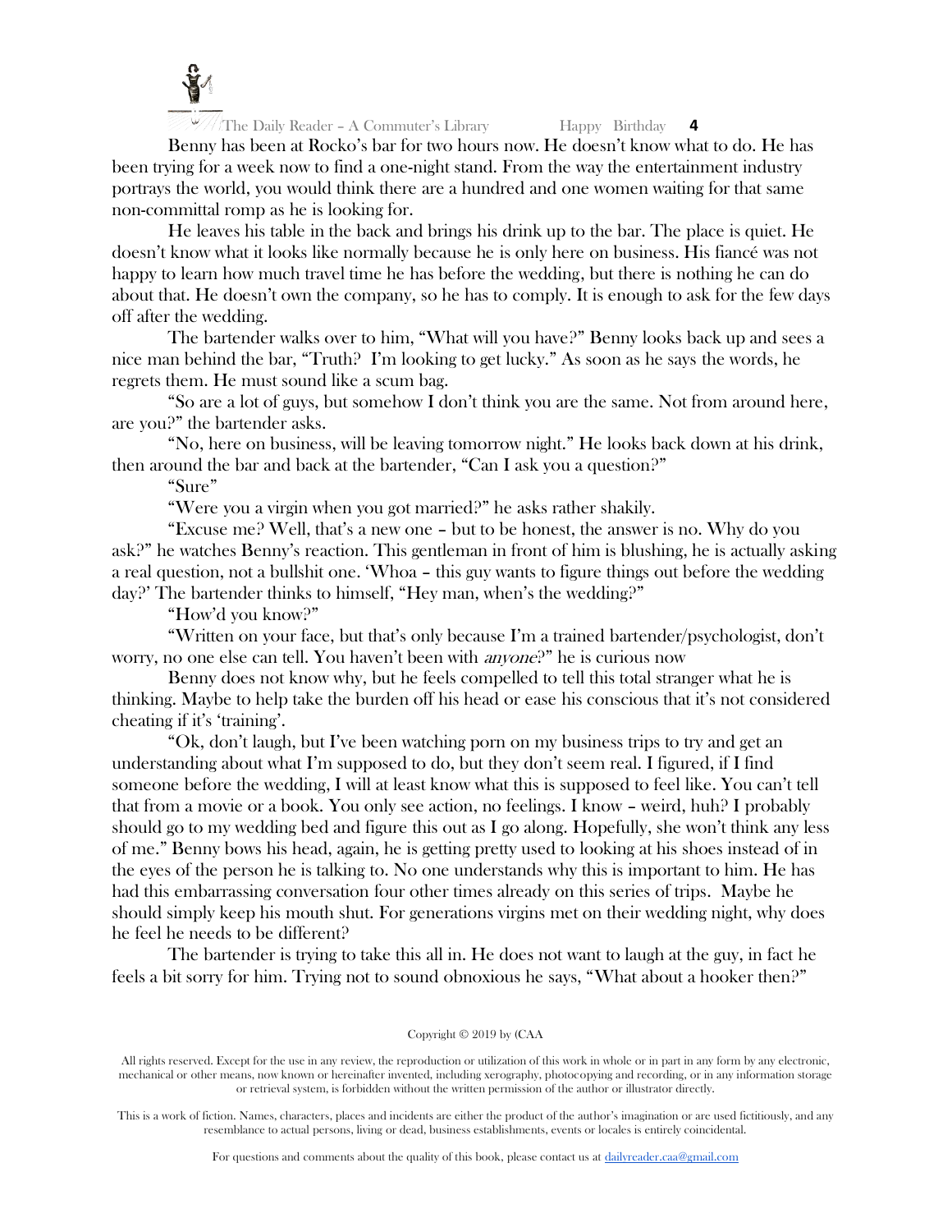Benny has been at Rocko's bar for two hours now. He doesn't know what to do. He has been trying for a week now to find a one-night stand. From the way the entertainment industry portrays the world, you would think there are a hundred and one women waiting for that same non-committal romp as he is looking for.

He leaves his table in the back and brings his drink up to the bar. The place is quiet. He doesn't know what it looks like normally because he is only here on business. His fiancé was not happy to learn how much travel time he has before the wedding, but there is nothing he can do about that. He doesn't own the company, so he has to comply. It is enough to ask for the few days off after the wedding.

The bartender walks over to him, "What will you have?" Benny looks back up and sees a nice man behind the bar, "Truth? I'm looking to get lucky." As soon as he says the words, he regrets them. He must sound like a scum bag.

"So are a lot of guys, but somehow I don't think you are the same. Not from around here, are you?" the bartender asks.

"No, here on business, will be leaving tomorrow night." He looks back down at his drink, then around the bar and back at the bartender, "Can I ask you a question?"

"Sure"

"Were you a virgin when you got married?" he asks rather shakily.

"Excuse me? Well, that's a new one – but to be honest, the answer is no. Why do you ask?" he watches Benny's reaction. This gentleman in front of him is blushing, he is actually asking a real question, not a bullshit one. 'Whoa – this guy wants to figure things out before the wedding day?' The bartender thinks to himself, "Hey man, when's the wedding?"

"How'd you know?"

"Written on your face, but that's only because I'm a trained bartender/psychologist, don't worry, no one else can tell. You haven't been with *anyone*?" he is curious now

Benny does not know why, but he feels compelled to tell this total stranger what he is thinking. Maybe to help take the burden off his head or ease his conscious that it's not considered cheating if it's 'training'.

"Ok, don't laugh, but I've been watching porn on my business trips to try and get an understanding about what I'm supposed to do, but they don't seem real. I figured, if I find someone before the wedding, I will at least know what this is supposed to feel like. You can't tell that from a movie or a book. You only see action, no feelings. I know – weird, huh? I probably should go to my wedding bed and figure this out as I go along. Hopefully, she won't think any less of me." Benny bows his head, again, he is getting pretty used to looking at his shoes instead of in the eyes of the person he is talking to. No one understands why this is important to him. He has had this embarrassing conversation four other times already on this series of trips. Maybe he should simply keep his mouth shut. For generations virgins met on their wedding night, why does he feel he needs to be different?

The bartender is trying to take this all in. He does not want to laugh at the guy, in fact he feels a bit sorry for him. Trying not to sound obnoxious he says, "What about a hooker then?"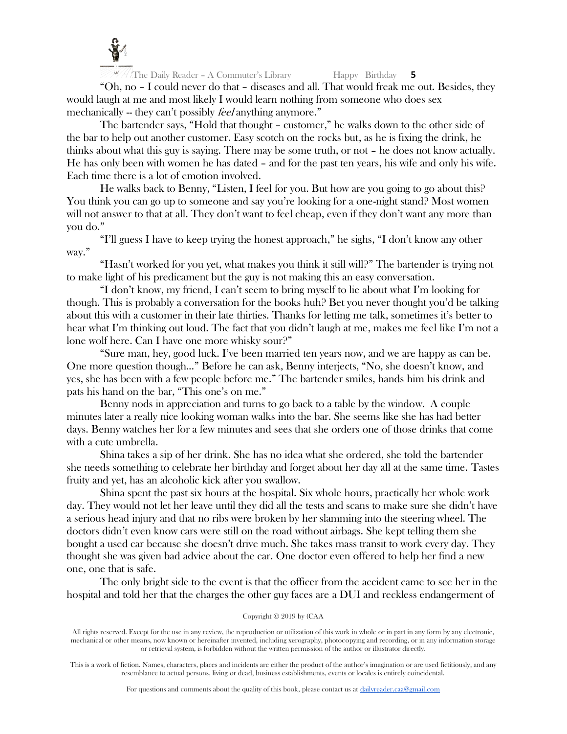"Oh, no – I could never do that – diseases and all. That would freak me out. Besides, they would laugh at me and most likely I would learn nothing from someone who does sex mechanically -- they can't possibly *feel* anything anymore."

The bartender says, "Hold that thought – customer," he walks down to the other side of the bar to help out another customer. Easy scotch on the rocks but, as he is fixing the drink, he thinks about what this guy is saying. There may be some truth, or not – he does not know actually. He has only been with women he has dated – and for the past ten years, his wife and only his wife. Each time there is a lot of emotion involved.

He walks back to Benny, "Listen, I feel for you. But how are you going to go about this? You think you can go up to someone and say you're looking for a one-night stand? Most women will not answer to that at all. They don't want to feel cheap, even if they don't want any more than you do."

"I'll guess I have to keep trying the honest approach," he sighs, "I don't know any other way."

"Hasn't worked for you yet, what makes you think it still will?" The bartender is trying not to make light of his predicament but the guy is not making this an easy conversation.

"I don't know, my friend, I can't seem to bring myself to lie about what I'm looking for though. This is probably a conversation for the books huh? Bet you never thought you'd be talking about this with a customer in their late thirties. Thanks for letting me talk, sometimes it's better to hear what I'm thinking out loud. The fact that you didn't laugh at me, makes me feel like I'm not a lone wolf here. Can I have one more whisky sour?"

"Sure man, hey, good luck. I've been married ten years now, and we are happy as can be. One more question though…" Before he can ask, Benny interjects, "No, she doesn't know, and yes, she has been with a few people before me." The bartender smiles, hands him his drink and pats his hand on the bar, "This one's on me."

Benny nods in appreciation and turns to go back to a table by the window. A couple minutes later a really nice looking woman walks into the bar. She seems like she has had better days. Benny watches her for a few minutes and sees that she orders one of those drinks that come with a cute umbrella.

Shina takes a sip of her drink. She has no idea what she ordered, she told the bartender she needs something to celebrate her birthday and forget about her day all at the same time. Tastes fruity and yet, has an alcoholic kick after you swallow.

Shina spent the past six hours at the hospital. Six whole hours, practically her whole work day. They would not let her leave until they did all the tests and scans to make sure she didn't have a serious head injury and that no ribs were broken by her slamming into the steering wheel. The doctors didn't even know cars were still on the road without airbags. She kept telling them she bought a used car because she doesn't drive much. She takes mass transit to work every day. They thought she was given bad advice about the car. One doctor even offered to help her find a new one, one that is safe.

The only bright side to the event is that the officer from the accident came to see her in the hospital and told her that the charges the other guy faces are a DUI and reckless endangerment of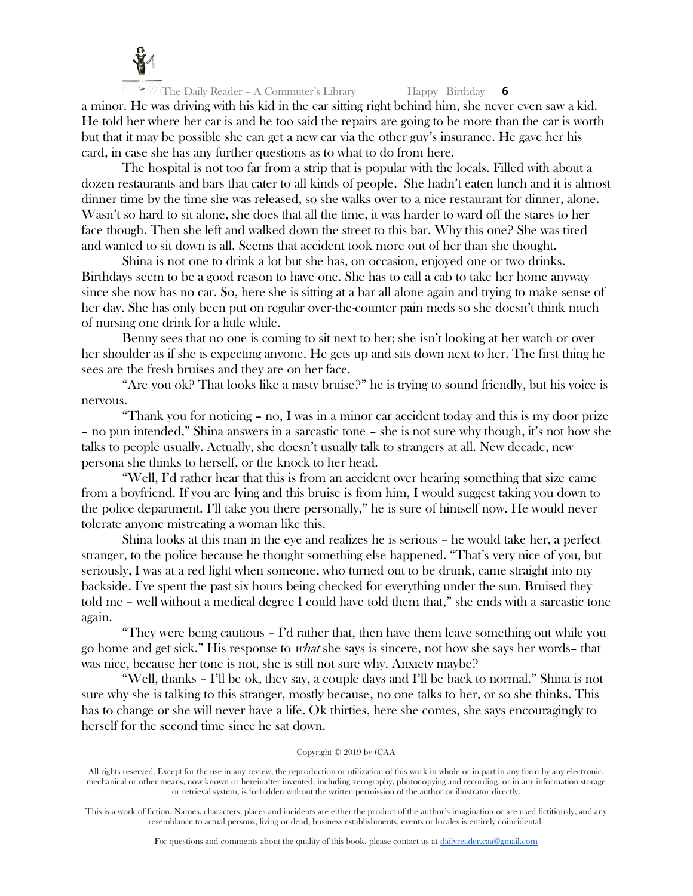a minor. He was driving with his kid in the car sitting right behind him, she never even saw a kid. He told her where her car is and he too said the repairs are going to be more than the car is worth but that it may be possible she can get a new car via the other guy's insurance. He gave her his card, in case she has any further questions as to what to do from here.

The hospital is not too far from a strip that is popular with the locals. Filled with about a dozen restaurants and bars that cater to all kinds of people. She hadn't eaten lunch and it is almost dinner time by the time she was released, so she walks over to a nice restaurant for dinner, alone. Wasn't so hard to sit alone, she does that all the time, it was harder to ward off the stares to her face though. Then she left and walked down the street to this bar. Why this one? She was tired and wanted to sit down is all. Seems that accident took more out of her than she thought.

Shina is not one to drink a lot but she has, on occasion, enjoyed one or two drinks. Birthdays seem to be a good reason to have one. She has to call a cab to take her home anyway since she now has no car. So, here she is sitting at a bar all alone again and trying to make sense of her day. She has only been put on regular over-the-counter pain meds so she doesn't think much of nursing one drink for a little while.

Benny sees that no one is coming to sit next to her; she isn't looking at her watch or over her shoulder as if she is expecting anyone. He gets up and sits down next to her. The first thing he sees are the fresh bruises and they are on her face.

"Are you ok? That looks like a nasty bruise?" he is trying to sound friendly, but his voice is nervous.

"Thank you for noticing – no, I was in a minor car accident today and this is my door prize – no pun intended," Shina answers in a sarcastic tone – she is not sure why though, it's not how she talks to people usually. Actually, she doesn't usually talk to strangers at all. New decade, new persona she thinks to herself, or the knock to her head.

"Well, I'd rather hear that this is from an accident over hearing something that size came from a boyfriend. If you are lying and this bruise is from him, I would suggest taking you down to the police department. I'll take you there personally," he is sure of himself now. He would never tolerate anyone mistreating a woman like this.

Shina looks at this man in the eye and realizes he is serious – he would take her, a perfect stranger, to the police because he thought something else happened. "That's very nice of you, but seriously, I was at a red light when someone, who turned out to be drunk, came straight into my backside. I've spent the past six hours being checked for everything under the sun. Bruised they told me – well without a medical degree I could have told them that," she ends with a sarcastic tone again.

"They were being cautious – I'd rather that, then have them leave something out while you go home and get sick." His response to *what* she says is sincere, not how she says her words– that was nice, because her tone is not, she is still not sure why. Anxiety maybe?

"Well, thanks – I'll be ok, they say, a couple days and I'll be back to normal." Shina is not sure why she is talking to this stranger, mostly because, no one talks to her, or so she thinks. This has to change or she will never have a life. Ok thirties, here she comes, she says encouragingly to herself for the second time since he sat down.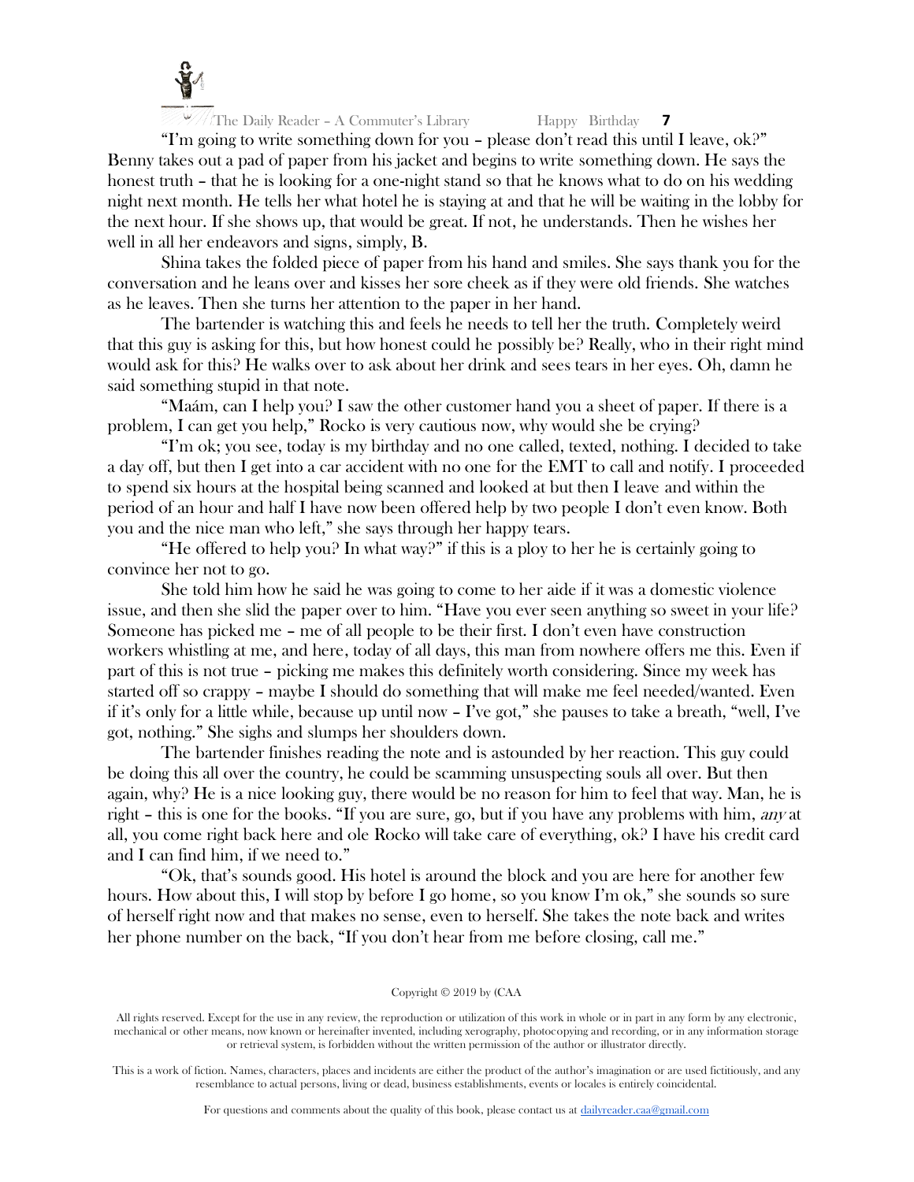"I'm going to write something down for you – please don't read this until I leave, ok?" Benny takes out a pad of paper from his jacket and begins to write something down. He says the honest truth – that he is looking for a one-night stand so that he knows what to do on his wedding night next month. He tells her what hotel he is staying at and that he will be waiting in the lobby for the next hour. If she shows up, that would be great. If not, he understands. Then he wishes her well in all her endeavors and signs, simply, B.

Shina takes the folded piece of paper from his hand and smiles. She says thank you for the conversation and he leans over and kisses her sore cheek as if they were old friends. She watches as he leaves. Then she turns her attention to the paper in her hand.

The bartender is watching this and feels he needs to tell her the truth. Completely weird that this guy is asking for this, but how honest could he possibly be? Really, who in their right mind would ask for this? He walks over to ask about her drink and sees tears in her eyes. Oh, damn he said something stupid in that note.

"Maám, can I help you? I saw the other customer hand you a sheet of paper. If there is a problem, I can get you help," Rocko is very cautious now, why would she be crying?

"I'm ok; you see, today is my birthday and no one called, texted, nothing. I decided to take a day off, but then I get into a car accident with no one for the EMT to call and notify. I proceeded to spend six hours at the hospital being scanned and looked at but then I leave and within the period of an hour and half I have now been offered help by two people I don't even know. Both you and the nice man who left," she says through her happy tears.

"He offered to help you? In what way?" if this is a ploy to her he is certainly going to convince her not to go.

She told him how he said he was going to come to her aide if it was a domestic violence issue, and then she slid the paper over to him. "Have you ever seen anything so sweet in your life? Someone has picked me – me of all people to be their first. I don't even have construction workers whistling at me, and here, today of all days, this man from nowhere offers me this. Even if part of this is not true – picking me makes this definitely worth considering. Since my week has started off so crappy – maybe I should do something that will make me feel needed/wanted. Even if it's only for a little while, because up until now – I've got," she pauses to take a breath, "well, I've got, nothing." She sighs and slumps her shoulders down.

The bartender finishes reading the note and is astounded by her reaction. This guy could be doing this all over the country, he could be scamming unsuspecting souls all over. But then again, why? He is a nice looking guy, there would be no reason for him to feel that way. Man, he is right – this is one for the books. "If you are sure, go, but if you have any problems with him, *any* at all, you come right back here and ole Rocko will take care of everything, ok? I have his credit card and I can find him, if we need to."

"Ok, that's sounds good. His hotel is around the block and you are here for another few hours. How about this, I will stop by before I go home, so you know I'm ok," she sounds so sure of herself right now and that makes no sense, even to herself. She takes the note back and writes her phone number on the back, "If you don't hear from me before closing, call me."

Copyright © 2019 by (CAA

All rights reserved. Except for the use in any review, the reproduction or utilization of this work in whole or in part in any form by any electronic, mechanical or other means, now known or hereinafter invented, including xerography, photocopying and recording, or in any information storage or retrieval system, is forbidden without the written permission of the author or illustrator directly.

This is a work of fiction. Names, characters, places and incidents are either the product of the author's imagination or are used fictitiously, and any resemblance to actual persons, living or dead, business establishments, events or locales is entirely coincidental.

For questions and comments about the quality of this book, please contact us at dailyreader.caa@gmail.com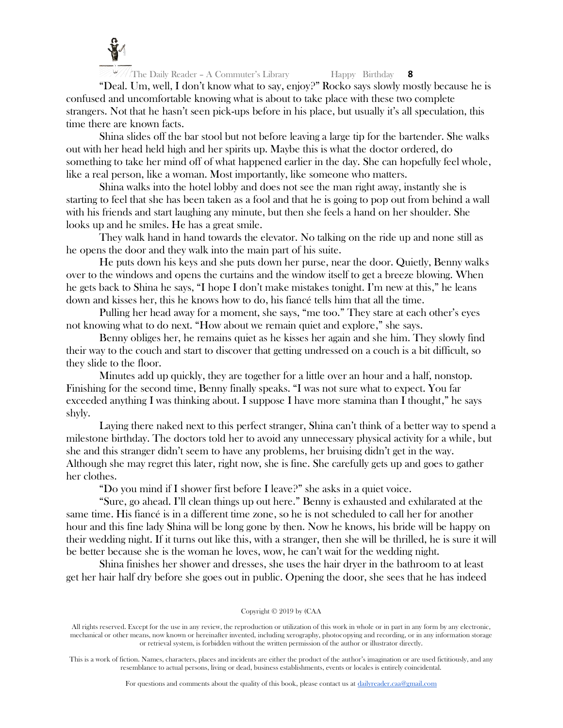"Deal. Um, well, I don't know what to say, enjoy?" Rocko says slowly mostly because he is confused and uncomfortable knowing what is about to take place with these two complete strangers. Not that he hasn't seen pick-ups before in his place, but usually it's all speculation, this time there are known facts.

Shina slides off the bar stool but not before leaving a large tip for the bartender. She walks out with her head held high and her spirits up. Maybe this is what the doctor ordered, do something to take her mind off of what happened earlier in the day. She can hopefully feel whole, like a real person, like a woman. Most importantly, like someone who matters.

Shina walks into the hotel lobby and does not see the man right away, instantly she is starting to feel that she has been taken as a fool and that he is going to pop out from behind a wall with his friends and start laughing any minute, but then she feels a hand on her shoulder. She looks up and he smiles. He has a great smile.

They walk hand in hand towards the elevator. No talking on the ride up and none still as he opens the door and they walk into the main part of his suite.

He puts down his keys and she puts down her purse, near the door. Quietly, Benny walks over to the windows and opens the curtains and the window itself to get a breeze blowing. When he gets back to Shina he says, "I hope I don't make mistakes tonight. I'm new at this," he leans down and kisses her, this he knows how to do, his fiancé tells him that all the time.

Pulling her head away for a moment, she says, "me too." They stare at each other's eyes not knowing what to do next. "How about we remain quiet and explore," she says.

Benny obliges her, he remains quiet as he kisses her again and she him. They slowly find their way to the couch and start to discover that getting undressed on a couch is a bit difficult, so they slide to the floor.

Minutes add up quickly, they are together for a little over an hour and a half, nonstop. Finishing for the second time, Benny finally speaks. "I was not sure what to expect. You far exceeded anything I was thinking about. I suppose I have more stamina than I thought," he says shyly.

Laying there naked next to this perfect stranger, Shina can't think of a better way to spend a milestone birthday. The doctors told her to avoid any unnecessary physical activity for a while, but she and this stranger didn't seem to have any problems, her bruising didn't get in the way. Although she may regret this later, right now, she is fine. She carefully gets up and goes to gather her clothes.

"Do you mind if I shower first before I leave?" she asks in a quiet voice.

"Sure, go ahead. I'll clean things up out here." Benny is exhausted and exhilarated at the same time. His fiancé is in a different time zone, so he is not scheduled to call her for another hour and this fine lady Shina will be long gone by then. Now he knows, his bride will be happy on their wedding night. If it turns out like this, with a stranger, then she will be thrilled, he is sure it will be better because she is the woman he loves, wow, he can't wait for the wedding night.

Shina finishes her shower and dresses, she uses the hair dryer in the bathroom to at least get her hair half dry before she goes out in public. Opening the door, she sees that he has indeed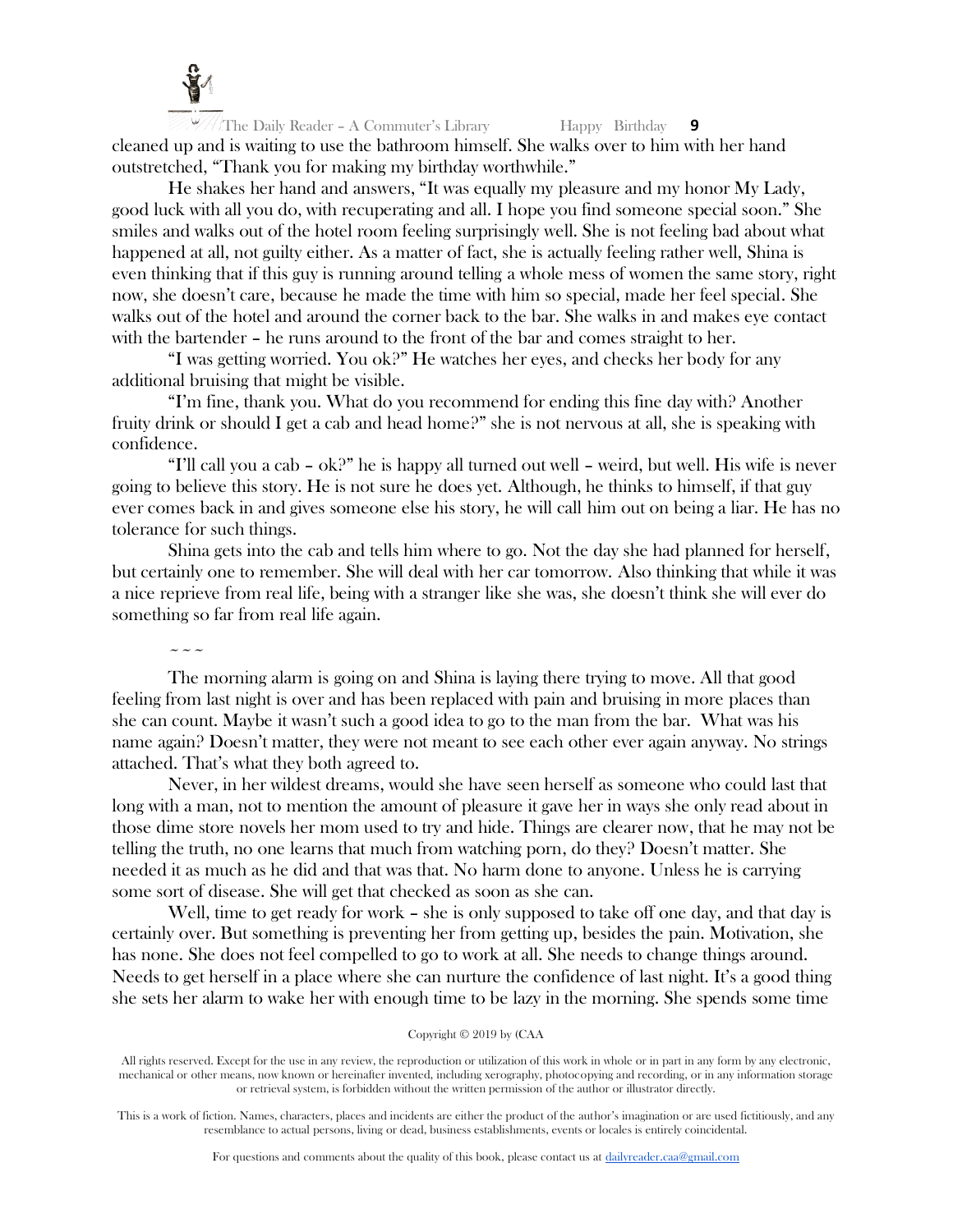cleaned up and is waiting to use the bathroom himself. She walks over to him with her hand outstretched, "Thank you for making my birthday worthwhile."

He shakes her hand and answers, "It was equally my pleasure and my honor My Lady, good luck with all you do, with recuperating and all. I hope you find someone special soon." She smiles and walks out of the hotel room feeling surprisingly well. She is not feeling bad about what happened at all, not guilty either. As a matter of fact, she is actually feeling rather well, Shina is even thinking that if this guy is running around telling a whole mess of women the same story, right now, she doesn't care, because he made the time with him so special, made her feel special. She walks out of the hotel and around the corner back to the bar. She walks in and makes eye contact with the bartender – he runs around to the front of the bar and comes straight to her.

"I was getting worried. You ok?" He watches her eyes, and checks her body for any additional bruising that might be visible.

"I'm fine, thank you. What do you recommend for ending this fine day with? Another fruity drink or should I get a cab and head home?" she is not nervous at all, she is speaking with confidence.

"I'll call you a cab – ok?" he is happy all turned out well – weird, but well. His wife is never going to believe this story. He is not sure he does yet. Although, he thinks to himself, if that guy ever comes back in and gives someone else his story, he will call him out on being a liar. He has no tolerance for such things.

Shina gets into the cab and tells him where to go. Not the day she had planned for herself, but certainly one to remember. She will deal with her car tomorrow. Also thinking that while it was a nice reprieve from real life, being with a stranger like she was, she doesn't think she will ever do something so far from real life again.

~ ~ ~

The morning alarm is going on and Shina is laying there trying to move. All that good feeling from last night is over and has been replaced with pain and bruising in more places than she can count. Maybe it wasn't such a good idea to go to the man from the bar. What was his name again? Doesn't matter, they were not meant to see each other ever again anyway. No strings attached. That's what they both agreed to.

Never, in her wildest dreams, would she have seen herself as someone who could last that long with a man, not to mention the amount of pleasure it gave her in ways she only read about in those dime store novels her mom used to try and hide. Things are clearer now, that he may not be telling the truth, no one learns that much from watching porn, do they? Doesn't matter. She needed it as much as he did and that was that. No harm done to anyone. Unless he is carrying some sort of disease. She will get that checked as soon as she can.

Well, time to get ready for work – she is only supposed to take off one day, and that day is certainly over. But something is preventing her from getting up, besides the pain. Motivation, she has none. She does not feel compelled to go to work at all. She needs to change things around. Needs to get herself in a place where she can nurture the confidence of last night. It's a good thing she sets her alarm to wake her with enough time to be lazy in the morning. She spends some time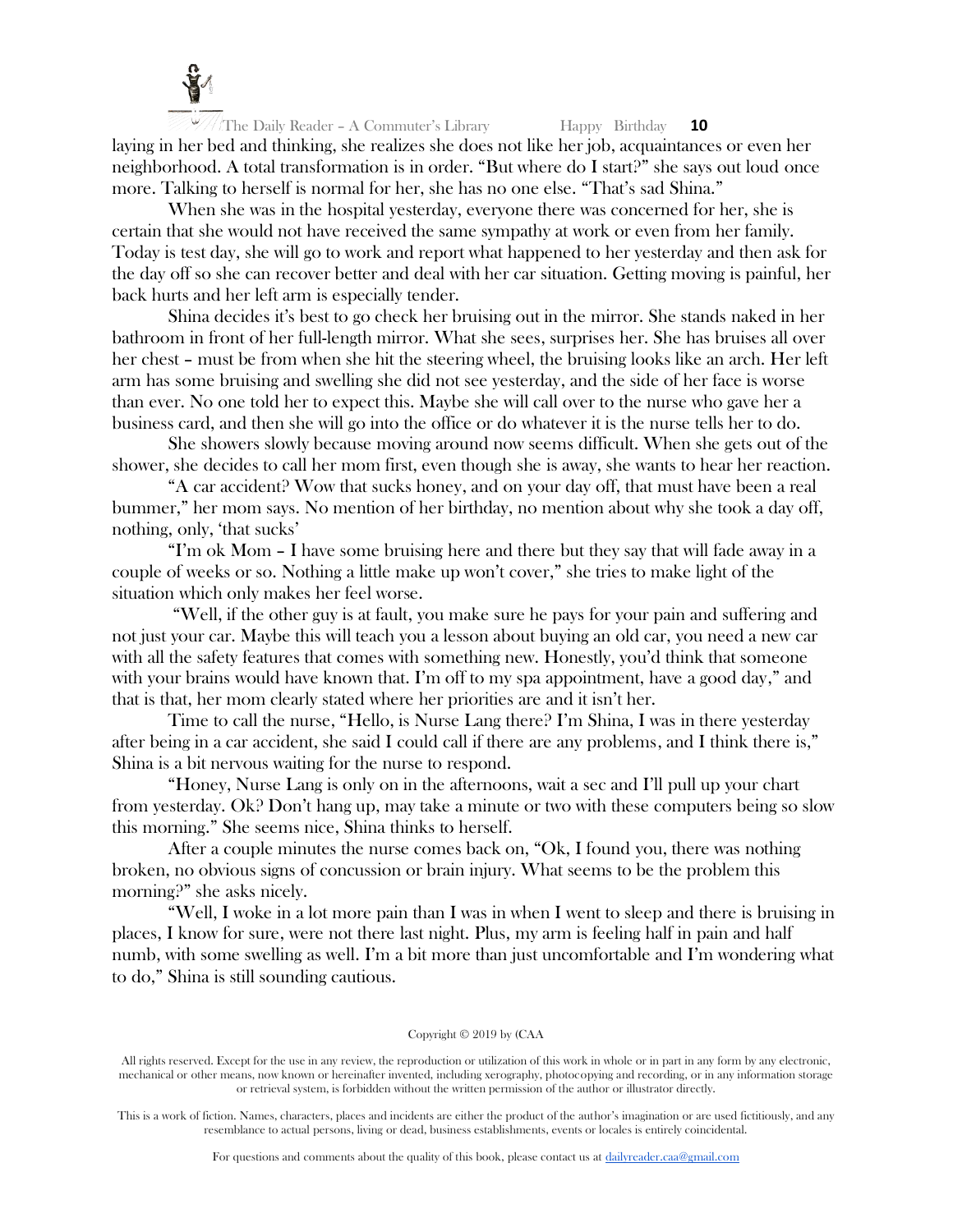laying in her bed and thinking, she realizes she does not like her job, acquaintances or even her neighborhood. A total transformation is in order. "But where do I start?" she says out loud once more. Talking to herself is normal for her, she has no one else. "That's sad Shina."

When she was in the hospital yesterday, everyone there was concerned for her, she is certain that she would not have received the same sympathy at work or even from her family. Today is test day, she will go to work and report what happened to her yesterday and then ask for the day off so she can recover better and deal with her car situation. Getting moving is painful, her back hurts and her left arm is especially tender.

Shina decides it's best to go check her bruising out in the mirror. She stands naked in her bathroom in front of her full-length mirror. What she sees, surprises her. She has bruises all over her chest – must be from when she hit the steering wheel, the bruising looks like an arch. Her left arm has some bruising and swelling she did not see yesterday, and the side of her face is worse than ever. No one told her to expect this. Maybe she will call over to the nurse who gave her a business card, and then she will go into the office or do whatever it is the nurse tells her to do.

She showers slowly because moving around now seems difficult. When she gets out of the shower, she decides to call her mom first, even though she is away, she wants to hear her reaction.

"A car accident? Wow that sucks honey, and on your day off, that must have been a real bummer," her mom says. No mention of her birthday, no mention about why she took a day off, nothing, only, 'that sucks'

"I'm ok Mom – I have some bruising here and there but they say that will fade away in a couple of weeks or so. Nothing a little make up won't cover," she tries to make light of the situation which only makes her feel worse.

"Well, if the other guy is at fault, you make sure he pays for your pain and suffering and not just your car. Maybe this will teach you a lesson about buying an old car, you need a new car with all the safety features that comes with something new. Honestly, you'd think that someone with your brains would have known that. I'm off to my spa appointment, have a good day," and that is that, her mom clearly stated where her priorities are and it isn't her.

Time to call the nurse, "Hello, is Nurse Lang there? I'm Shina, I was in there yesterday after being in a car accident, she said I could call if there are any problems, and I think there is," Shina is a bit nervous waiting for the nurse to respond.

"Honey, Nurse Lang is only on in the afternoons, wait a sec and I'll pull up your chart from yesterday. Ok? Don't hang up, may take a minute or two with these computers being so slow this morning." She seems nice, Shina thinks to herself.

After a couple minutes the nurse comes back on, "Ok, I found you, there was nothing broken, no obvious signs of concussion or brain injury. What seems to be the problem this morning?" she asks nicely.

"Well, I woke in a lot more pain than I was in when I went to sleep and there is bruising in places, I know for sure, were not there last night. Plus, my arm is feeling half in pain and half numb, with some swelling as well. I'm a bit more than just uncomfortable and I'm wondering what to do," Shina is still sounding cautious.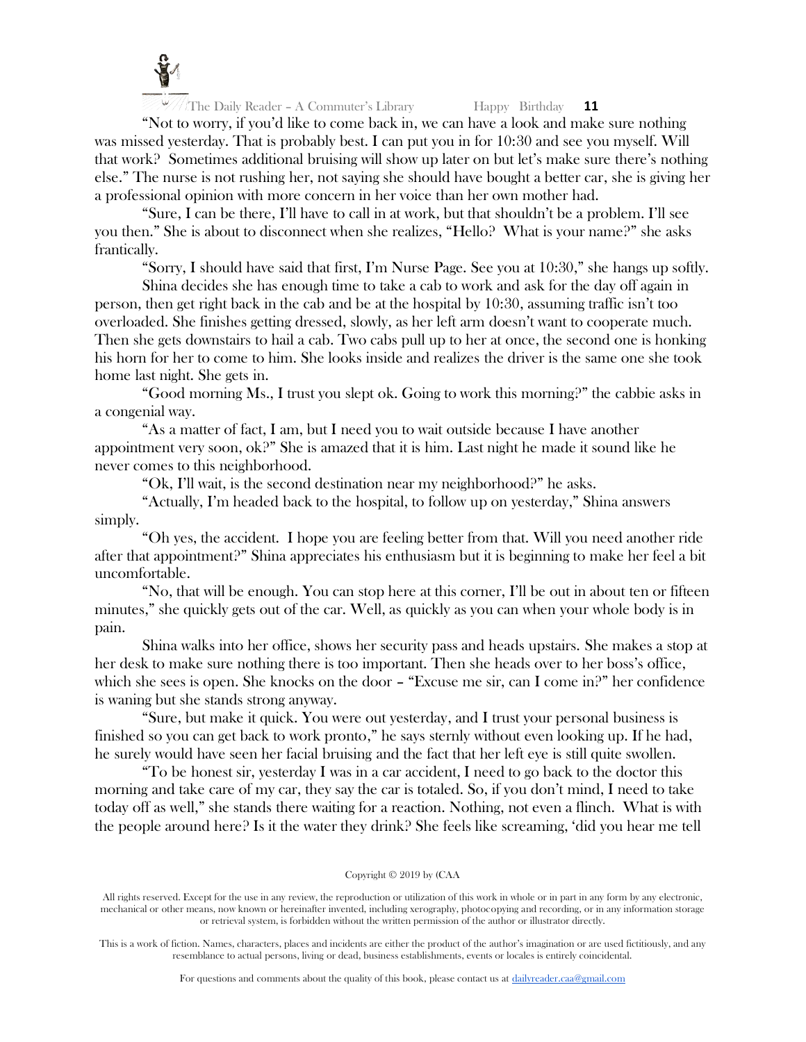"Not to worry, if you'd like to come back in, we can have a look and make sure nothing was missed yesterday. That is probably best. I can put you in for 10:30 and see you myself. Will that work? Sometimes additional bruising will show up later on but let's make sure there's nothing else." The nurse is not rushing her, not saying she should have bought a better car, she is giving her a professional opinion with more concern in her voice than her own mother had.

"Sure, I can be there, I'll have to call in at work, but that shouldn't be a problem. I'll see you then." She is about to disconnect when she realizes, "Hello? What is your name?" she asks frantically.

"Sorry, I should have said that first, I'm Nurse Page. See you at 10:30," she hangs up softly.

Shina decides she has enough time to take a cab to work and ask for the day off again in person, then get right back in the cab and be at the hospital by 10:30, assuming traffic isn't too overloaded. She finishes getting dressed, slowly, as her left arm doesn't want to cooperate much. Then she gets downstairs to hail a cab. Two cabs pull up to her at once, the second one is honking his horn for her to come to him. She looks inside and realizes the driver is the same one she took home last night. She gets in.

"Good morning Ms., I trust you slept ok. Going to work this morning?" the cabbie asks in a congenial way.

"As a matter of fact, I am, but I need you to wait outside because I have another appointment very soon, ok?" She is amazed that it is him. Last night he made it sound like he never comes to this neighborhood.

"Ok, I'll wait, is the second destination near my neighborhood?" he asks.

"Actually, I'm headed back to the hospital, to follow up on yesterday," Shina answers simply.

"Oh yes, the accident. I hope you are feeling better from that. Will you need another ride after that appointment?" Shina appreciates his enthusiasm but it is beginning to make her feel a bit uncomfortable.

"No, that will be enough. You can stop here at this corner, I'll be out in about ten or fifteen minutes," she quickly gets out of the car. Well, as quickly as you can when your whole body is in pain.

Shina walks into her office, shows her security pass and heads upstairs. She makes a stop at her desk to make sure nothing there is too important. Then she heads over to her boss's office, which she sees is open. She knocks on the door – "Excuse me sir, can I come in?" her confidence is waning but she stands strong anyway.

"Sure, but make it quick. You were out yesterday, and I trust your personal business is finished so you can get back to work pronto," he says sternly without even looking up. If he had, he surely would have seen her facial bruising and the fact that her left eye is still quite swollen.

"To be honest sir, yesterday I was in a car accident, I need to go back to the doctor this morning and take care of my car, they say the car is totaled. So, if you don't mind, I need to take today off as well," she stands there waiting for a reaction. Nothing, not even a flinch. What is with the people around here? Is it the water they drink? She feels like screaming, 'did you hear me tell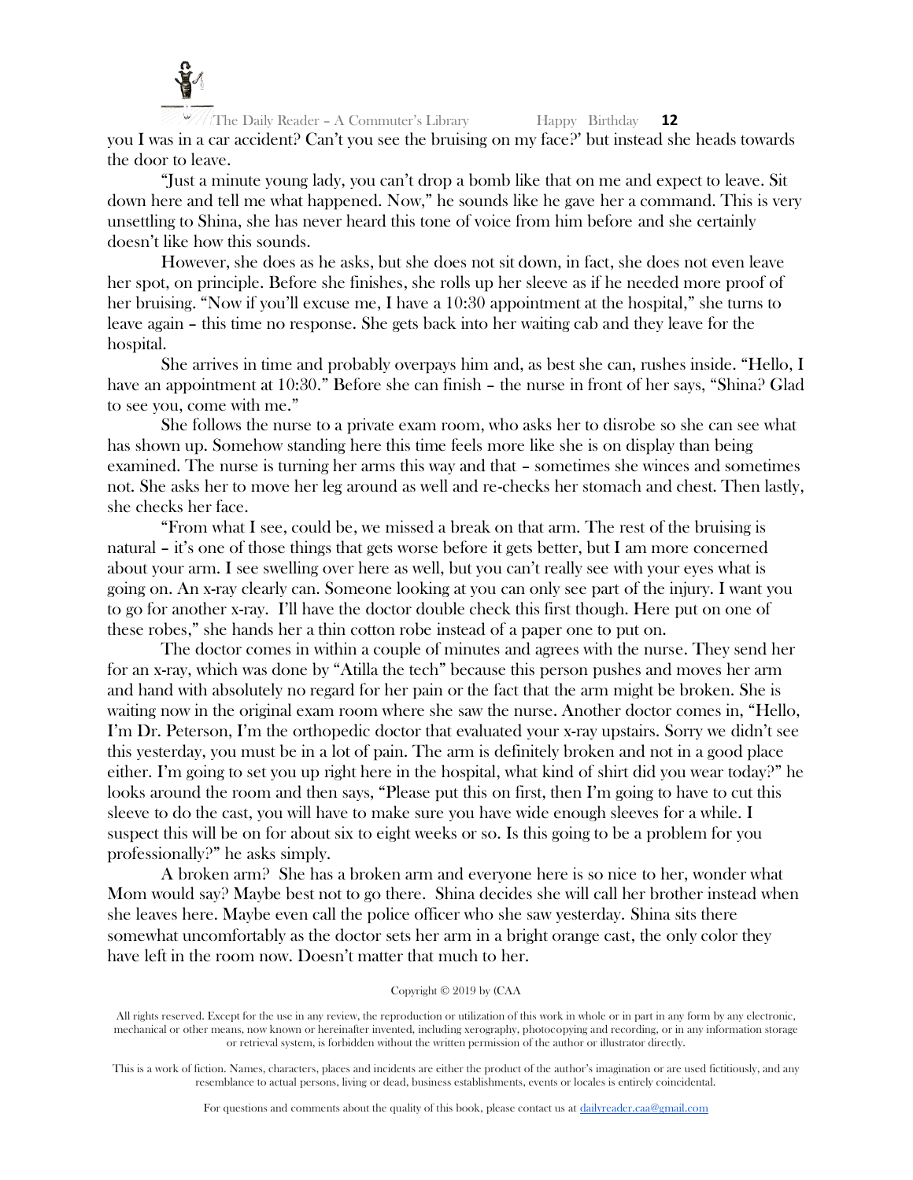you I was in a car accident? Can't you see the bruising on my face?' but instead she heads towards the door to leave.

"Just a minute young lady, you can't drop a bomb like that on me and expect to leave. Sit down here and tell me what happened. Now," he sounds like he gave her a command. This is very unsettling to Shina, she has never heard this tone of voice from him before and she certainly doesn't like how this sounds.

However, she does as he asks, but she does not sit down, in fact, she does not even leave her spot, on principle. Before she finishes, she rolls up her sleeve as if he needed more proof of her bruising. "Now if you'll excuse me, I have a 10:30 appointment at the hospital," she turns to leave again – this time no response. She gets back into her waiting cab and they leave for the hospital.

She arrives in time and probably overpays him and, as best she can, rushes inside. "Hello, I have an appointment at 10:30." Before she can finish – the nurse in front of her says, "Shina? Glad to see you, come with me."

She follows the nurse to a private exam room, who asks her to disrobe so she can see what has shown up. Somehow standing here this time feels more like she is on display than being examined. The nurse is turning her arms this way and that – sometimes she winces and sometimes not. She asks her to move her leg around as well and re-checks her stomach and chest. Then lastly, she checks her face.

"From what I see, could be, we missed a break on that arm. The rest of the bruising is natural – it's one of those things that gets worse before it gets better, but I am more concerned about your arm. I see swelling over here as well, but you can't really see with your eyes what is going on. An x-ray clearly can. Someone looking at you can only see part of the injury. I want you to go for another x-ray. I'll have the doctor double check this first though. Here put on one of these robes," she hands her a thin cotton robe instead of a paper one to put on.

The doctor comes in within a couple of minutes and agrees with the nurse. They send her for an x-ray, which was done by "Atilla the tech" because this person pushes and moves her arm and hand with absolutely no regard for her pain or the fact that the arm might be broken. She is waiting now in the original exam room where she saw the nurse. Another doctor comes in, "Hello, I'm Dr. Peterson, I'm the orthopedic doctor that evaluated your x-ray upstairs. Sorry we didn't see this yesterday, you must be in a lot of pain. The arm is definitely broken and not in a good place either. I'm going to set you up right here in the hospital, what kind of shirt did you wear today?" he looks around the room and then says, "Please put this on first, then I'm going to have to cut this sleeve to do the cast, you will have to make sure you have wide enough sleeves for a while. I suspect this will be on for about six to eight weeks or so. Is this going to be a problem for you professionally?" he asks simply.

A broken arm? She has a broken arm and everyone here is so nice to her, wonder what Mom would say? Maybe best not to go there. Shina decides she will call her brother instead when she leaves here. Maybe even call the police officer who she saw yesterday. Shina sits there somewhat uncomfortably as the doctor sets her arm in a bright orange cast, the only color they have left in the room now. Doesn't matter that much to her.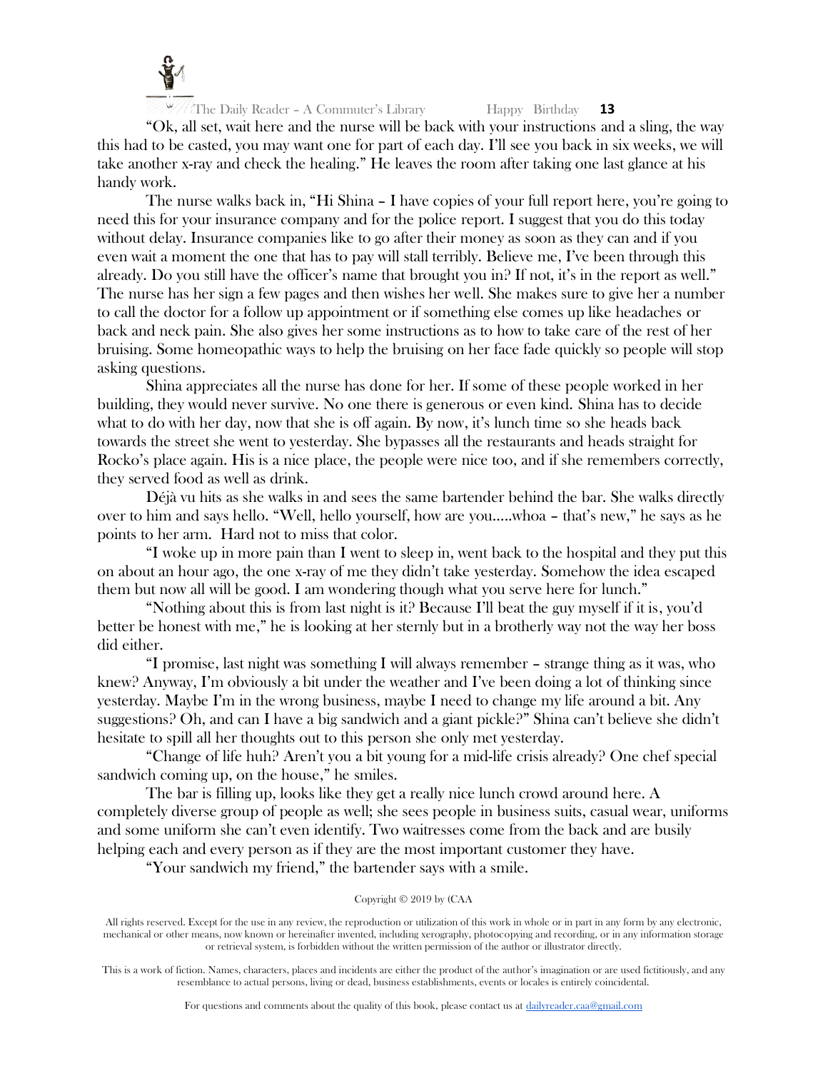"Ok, all set, wait here and the nurse will be back with your instructions and a sling, the way this had to be casted, you may want one for part of each day. I'll see you back in six weeks, we will take another x-ray and check the healing." He leaves the room after taking one last glance at his handy work.

The nurse walks back in, "Hi Shina – I have copies of your full report here, you're going to need this for your insurance company and for the police report. I suggest that you do this today without delay. Insurance companies like to go after their money as soon as they can and if you even wait a moment the one that has to pay will stall terribly. Believe me, I've been through this already. Do you still have the officer's name that brought you in? If not, it's in the report as well." The nurse has her sign a few pages and then wishes her well. She makes sure to give her a number to call the doctor for a follow up appointment or if something else comes up like headaches or back and neck pain. She also gives her some instructions as to how to take care of the rest of her bruising. Some homeopathic ways to help the bruising on her face fade quickly so people will stop asking questions.

Shina appreciates all the nurse has done for her. If some of these people worked in her building, they would never survive. No one there is generous or even kind. Shina has to decide what to do with her day, now that she is off again. By now, it's lunch time so she heads back towards the street she went to yesterday. She bypasses all the restaurants and heads straight for Rocko's place again. His is a nice place, the people were nice too, and if she remembers correctly, they served food as well as drink.

Déjà vu hits as she walks in and sees the same bartender behind the bar. She walks directly over to him and says hello. "Well, hello yourself, how are you.....whoa – that's new," he says as he points to her arm. Hard not to miss that color.

"I woke up in more pain than I went to sleep in, went back to the hospital and they put this on about an hour ago, the one x-ray of me they didn't take yesterday. Somehow the idea escaped them but now all will be good. I am wondering though what you serve here for lunch."

"Nothing about this is from last night is it? Because I'll beat the guy myself if it is, you'd better be honest with me," he is looking at her sternly but in a brotherly way not the way her boss did either.

"I promise, last night was something I will always remember – strange thing as it was, who knew? Anyway, I'm obviously a bit under the weather and I've been doing a lot of thinking since yesterday. Maybe I'm in the wrong business, maybe I need to change my life around a bit. Any suggestions? Oh, and can I have a big sandwich and a giant pickle?" Shina can't believe she didn't hesitate to spill all her thoughts out to this person she only met yesterday.

"Change of life huh? Aren't you a bit young for a mid-life crisis already? One chef special sandwich coming up, on the house," he smiles.

The bar is filling up, looks like they get a really nice lunch crowd around here. A completely diverse group of people as well; she sees people in business suits, casual wear, uniforms and some uniform she can't even identify. Two waitresses come from the back and are busily helping each and every person as if they are the most important customer they have.

"Your sandwich my friend," the bartender says with a smile.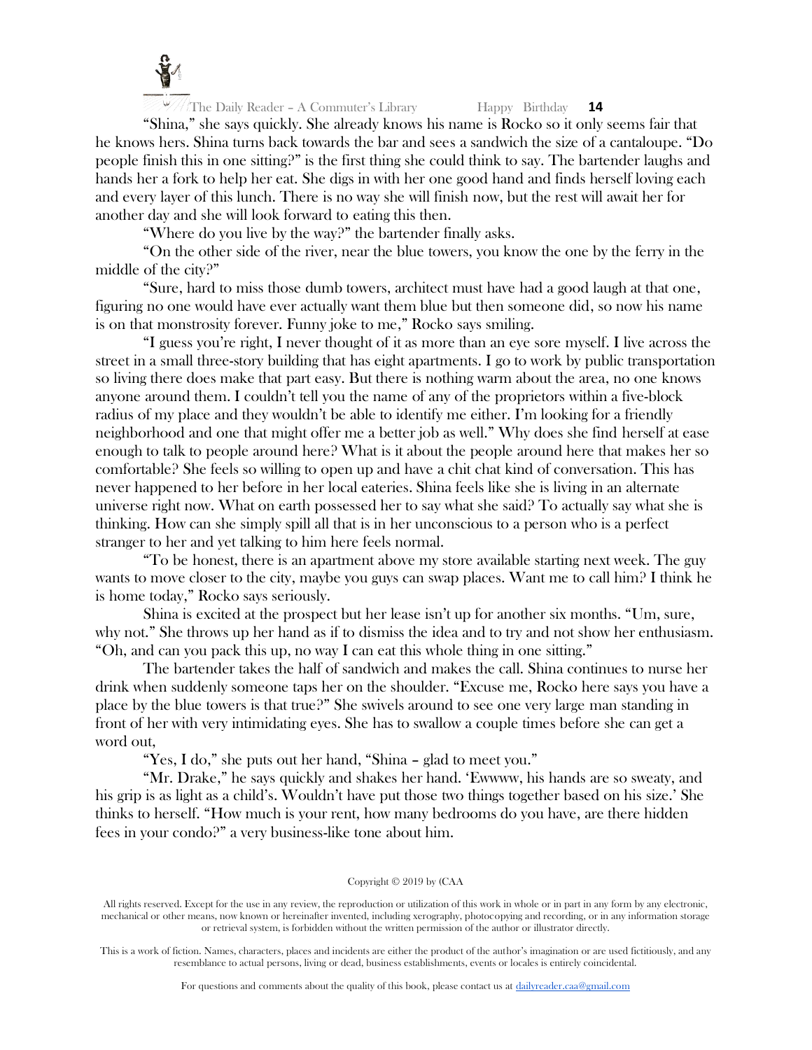"Shina," she says quickly. She already knows his name is Rocko so it only seems fair that he knows hers. Shina turns back towards the bar and sees a sandwich the size of a cantaloupe. "Do people finish this in one sitting?" is the first thing she could think to say. The bartender laughs and hands her a fork to help her eat. She digs in with her one good hand and finds herself loving each and every layer of this lunch. There is no way she will finish now, but the rest will await her for another day and she will look forward to eating this then.

"Where do you live by the way?" the bartender finally asks.

"On the other side of the river, near the blue towers, you know the one by the ferry in the middle of the city?"

"Sure, hard to miss those dumb towers, architect must have had a good laugh at that one, figuring no one would have ever actually want them blue but then someone did, so now his name is on that monstrosity forever. Funny joke to me," Rocko says smiling.

"I guess you're right, I never thought of it as more than an eye sore myself. I live across the street in a small three-story building that has eight apartments. I go to work by public transportation so living there does make that part easy. But there is nothing warm about the area, no one knows anyone around them. I couldn't tell you the name of any of the proprietors within a five-block radius of my place and they wouldn't be able to identify me either. I'm looking for a friendly neighborhood and one that might offer me a better job as well." Why does she find herself at ease enough to talk to people around here? What is it about the people around here that makes her so comfortable? She feels so willing to open up and have a chit chat kind of conversation. This has never happened to her before in her local eateries. Shina feels like she is living in an alternate universe right now. What on earth possessed her to say what she said? To actually say what she is thinking. How can she simply spill all that is in her unconscious to a person who is a perfect stranger to her and yet talking to him here feels normal.

"To be honest, there is an apartment above my store available starting next week. The guy wants to move closer to the city, maybe you guys can swap places. Want me to call him? I think he is home today," Rocko says seriously.

Shina is excited at the prospect but her lease isn't up for another six months. "Um, sure, why not." She throws up her hand as if to dismiss the idea and to try and not show her enthusiasm. "Oh, and can you pack this up, no way I can eat this whole thing in one sitting."

The bartender takes the half of sandwich and makes the call. Shina continues to nurse her drink when suddenly someone taps her on the shoulder. "Excuse me, Rocko here says you have a place by the blue towers is that true?" She swivels around to see one very large man standing in front of her with very intimidating eyes. She has to swallow a couple times before she can get a word out,

"Yes, I do," she puts out her hand, "Shina – glad to meet you."

"Mr. Drake," he says quickly and shakes her hand. 'Ewwww, his hands are so sweaty, and his grip is as light as a child's. Wouldn't have put those two things together based on his size.' She thinks to herself. "How much is your rent, how many bedrooms do you have, are there hidden fees in your condo?" a very business-like tone about him.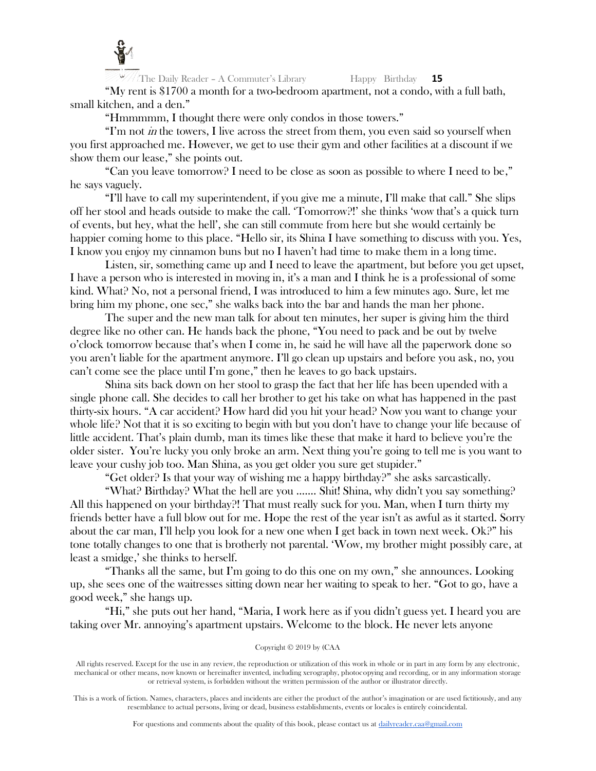"My rent is $1700 a month for a two-bedroom apartment, not a condo, with a full bath, small kitchen, and a den."

"Hmmmmm, I thought there were only condos in those towers."

"I'm not *in* the towers, I live across the street from them, you even said so yourself when you first approached me. However, we get to use their gym and other facilities at a discount if we show them our lease," she points out.

"Can you leave tomorrow? I need to be close as soon as possible to where I need to be," he says vaguely.

"I'll have to call my superintendent, if you give me a minute, I'll make that call." She slips off her stool and heads outside to make the call. 'Tomorrow?!' she thinks 'wow that's a quick turn of events, but hey, what the hell', she can still commute from here but she would certainly be happier coming home to this place. "Hello sir, its Shina I have something to discuss with you. Yes, I know you enjoy my cinnamon buns but no I haven't had time to make them in a long time.

Listen, sir, something came up and I need to leave the apartment, but before you get upset, I have a person who is interested in moving in, it's a man and I think he is a professional of some kind. What? No, not a personal friend, I was introduced to him a few minutes ago. Sure, let me bring him my phone, one sec," she walks back into the bar and hands the man her phone.

The super and the new man talk for about ten minutes, her super is giving him the third degree like no other can. He hands back the phone, "You need to pack and be out by twelve o'clock tomorrow because that's when I come in, he said he will have all the paperwork done so you aren't liable for the apartment anymore. I'll go clean up upstairs and before you ask, no, you can't come see the place until I'm gone," then he leaves to go back upstairs.

Shina sits back down on her stool to grasp the fact that her life has been upended with a single phone call. She decides to call her brother to get his take on what has happened in the past thirty-six hours. "A car accident? How hard did you hit your head? Now you want to change your whole life? Not that it is so exciting to begin with but you don't have to change your life because of little accident. That's plain dumb, man its times like these that make it hard to believe you're the older sister. You're lucky you only broke an arm. Next thing you're going to tell me is you want to leave your cushy job too. Man Shina, as you get older you sure get stupider."

"Get older? Is that your way of wishing me a happy birthday?" she asks sarcastically.

"What? Birthday? What the hell are you ....... Shit! Shina, why didn't you say something? All this happened on your birthday?! That must really suck for you. Man, when I turn thirty my friends better have a full blow out for me. Hope the rest of the year isn't as awful as it started. Sorry about the car man, I'll help you look for a new one when I get back in town next week. Ok?" his tone totally changes to one that is brotherly not parental. 'Wow, my brother might possibly care, at least a smidge,' she thinks to herself.

"Thanks all the same, but I'm going to do this one on my own," she announces. Looking up, she sees one of the waitresses sitting down near her waiting to speak to her. "Got to go, have a good week," she hangs up.

"Hi," she puts out her hand, "Maria, I work here as if you didn't guess yet. I heard you are taking over Mr. annoying's apartment upstairs. Welcome to the block. He never lets anyone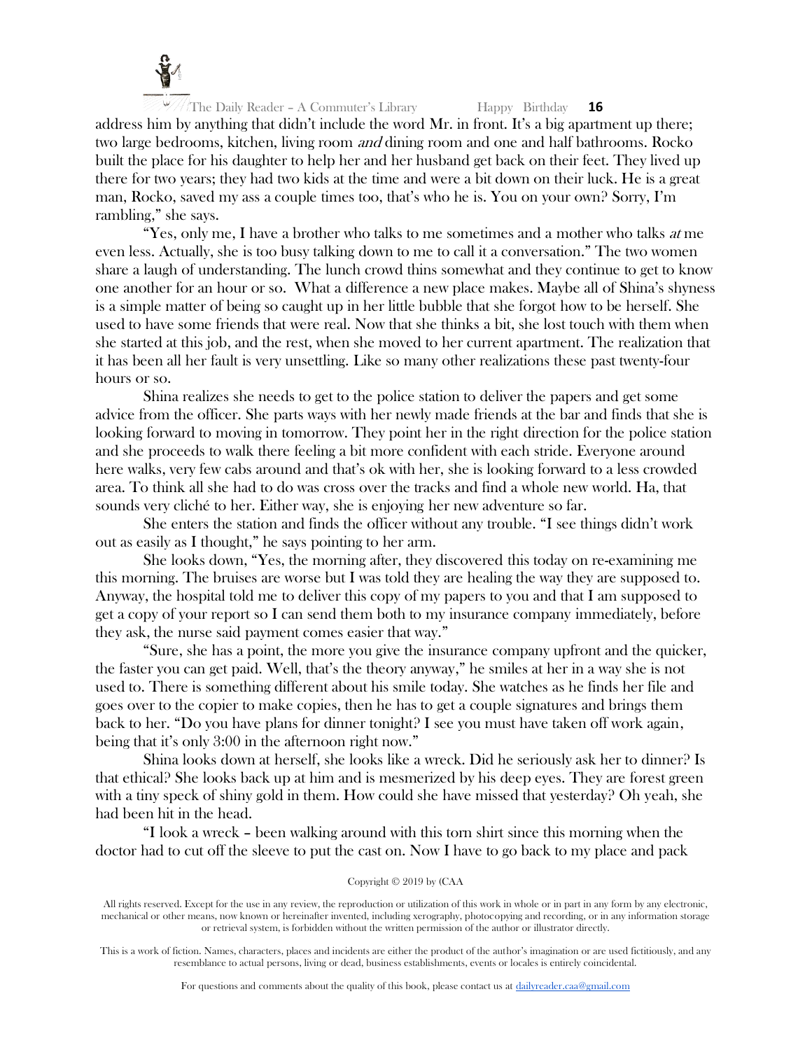address him by anything that didn't include the word Mr. in front. It's a big apartment up there; two large bedrooms, kitchen, living room *and* dining room and one and half bathrooms. Rocko built the place for his daughter to help her and her husband get back on their feet. They lived up there for two years; they had two kids at the time and were a bit down on their luck. He is a great man, Rocko, saved my ass a couple times too, that's who he is. You on your own? Sorry, I'm rambling," she says.

"Yes, only me, I have a brother who talks to me sometimes and a mother who talks *at* me even less. Actually, she is too busy talking down to me to call it a conversation." The two women share a laugh of understanding. The lunch crowd thins somewhat and they continue to get to know one another for an hour or so. What a difference a new place makes. Maybe all of Shina's shyness is a simple matter of being so caught up in her little bubble that she forgot how to be herself. She used to have some friends that were real. Now that she thinks a bit, she lost touch with them when she started at this job, and the rest, when she moved to her current apartment. The realization that it has been all her fault is very unsettling. Like so many other realizations these past twenty-four hours or so.

Shina realizes she needs to get to the police station to deliver the papers and get some advice from the officer. She parts ways with her newly made friends at the bar and finds that she is looking forward to moving in tomorrow. They point her in the right direction for the police station and she proceeds to walk there feeling a bit more confident with each stride. Everyone around here walks, very few cabs around and that's ok with her, she is looking forward to a less crowded area. To think all she had to do was cross over the tracks and find a whole new world. Ha, that sounds very cliché to her. Either way, she is enjoying her new adventure so far.

She enters the station and finds the officer without any trouble. "I see things didn't work out as easily as I thought," he says pointing to her arm.

She looks down, "Yes, the morning after, they discovered this today on re-examining me this morning. The bruises are worse but I was told they are healing the way they are supposed to. Anyway, the hospital told me to deliver this copy of my papers to you and that I am supposed to get a copy of your report so I can send them both to my insurance company immediately, before they ask, the nurse said payment comes easier that way."

"Sure, she has a point, the more you give the insurance company upfront and the quicker, the faster you can get paid. Well, that's the theory anyway," he smiles at her in a way she is not used to. There is something different about his smile today. She watches as he finds her file and goes over to the copier to make copies, then he has to get a couple signatures and brings them back to her. "Do you have plans for dinner tonight? I see you must have taken off work again, being that it's only 3:00 in the afternoon right now."

Shina looks down at herself, she looks like a wreck. Did he seriously ask her to dinner? Is that ethical? She looks back up at him and is mesmerized by his deep eyes. They are forest green with a tiny speck of shiny gold in them. How could she have missed that yesterday? Oh yeah, she had been hit in the head.

"I look a wreck – been walking around with this torn shirt since this morning when the doctor had to cut off the sleeve to put the cast on. Now I have to go back to my place and pack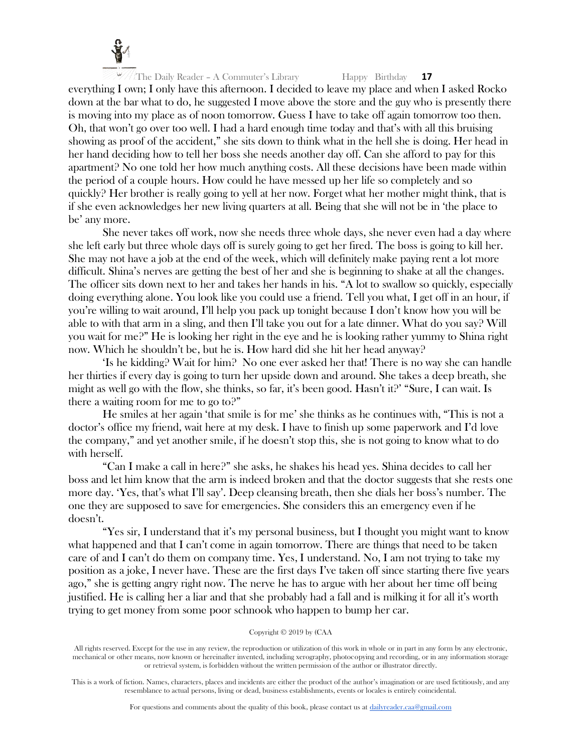everything I own; I only have this afternoon. I decided to leave my place and when I asked Rocko down at the bar what to do, he suggested I move above the store and the guy who is presently there is moving into my place as of noon tomorrow. Guess I have to take off again tomorrow too then. Oh, that won't go over too well. I had a hard enough time today and that's with all this bruising showing as proof of the accident," she sits down to think what in the hell she is doing. Her head in her hand deciding how to tell her boss she needs another day off. Can she afford to pay for this apartment? No one told her how much anything costs. All these decisions have been made within the period of a couple hours. How could he have messed up her life so completely and so quickly? Her brother is really going to yell at her now. Forget what her mother might think, that is if she even acknowledges her new living quarters at all. Being that she will not be in 'the place to be' any more.

She never takes off work, now she needs three whole days, she never even had a day where she left early but three whole days off is surely going to get her fired. The boss is going to kill her. She may not have a job at the end of the week, which will definitely make paying rent a lot more difficult. Shina's nerves are getting the best of her and she is beginning to shake at all the changes. The officer sits down next to her and takes her hands in his. "A lot to swallow so quickly, especially doing everything alone. You look like you could use a friend. Tell you what, I get off in an hour, if you're willing to wait around, I'll help you pack up tonight because I don't know how you will be able to with that arm in a sling, and then I'll take you out for a late dinner. What do you say? Will you wait for me?" He is looking her right in the eye and he is looking rather yummy to Shina right now. Which he shouldn't be, but he is. How hard did she hit her head anyway?

'Is he kidding? Wait for him? No one ever asked her that! There is no way she can handle her thirties if every day is going to turn her upside down and around. She takes a deep breath, she might as well go with the flow, she thinks, so far, it's been good. Hasn't it?' "Sure, I can wait. Is there a waiting room for me to go to?"

He smiles at her again 'that smile is for me' she thinks as he continues with, "This is not a doctor's office my friend, wait here at my desk. I have to finish up some paperwork and I'd love the company," and yet another smile, if he doesn't stop this, she is not going to know what to do with herself.

"Can I make a call in here?" she asks, he shakes his head yes. Shina decides to call her boss and let him know that the arm is indeed broken and that the doctor suggests that she rests one more day. 'Yes, that's what I'll say'. Deep cleansing breath, then she dials her boss's number. The one they are supposed to save for emergencies. She considers this an emergency even if he doesn't.

"Yes sir, I understand that it's my personal business, but I thought you might want to know what happened and that I can't come in again tomorrow. There are things that need to be taken care of and I can't do them on company time. Yes, I understand. No, I am not trying to take my position as a joke, I never have. These are the first days I've taken off since starting there five years ago," she is getting angry right now. The nerve he has to argue with her about her time off being justified. He is calling her a liar and that she probably had a fall and is milking it for all it's worth trying to get money from some poor schnook who happen to bump her car.

Copyright © 2019 by (CAA

All rights reserved. Except for the use in any review, the reproduction or utilization of this work in whole or in part in any form by any electronic, mechanical or other means, now known or hereinafter invented, including xerography, photocopying and recording, or in any information storage or retrieval system, is forbidden without the written permission of the author or illustrator directly.

This is a work of fiction. Names, characters, places and incidents are either the product of the author's imagination or are used fictitiously, and any resemblance to actual persons, living or dead, business establishments, events or locales is entirely coincidental.

For questions and comments about the quality of this book, please contact us at dailyreader.caa@gmail.com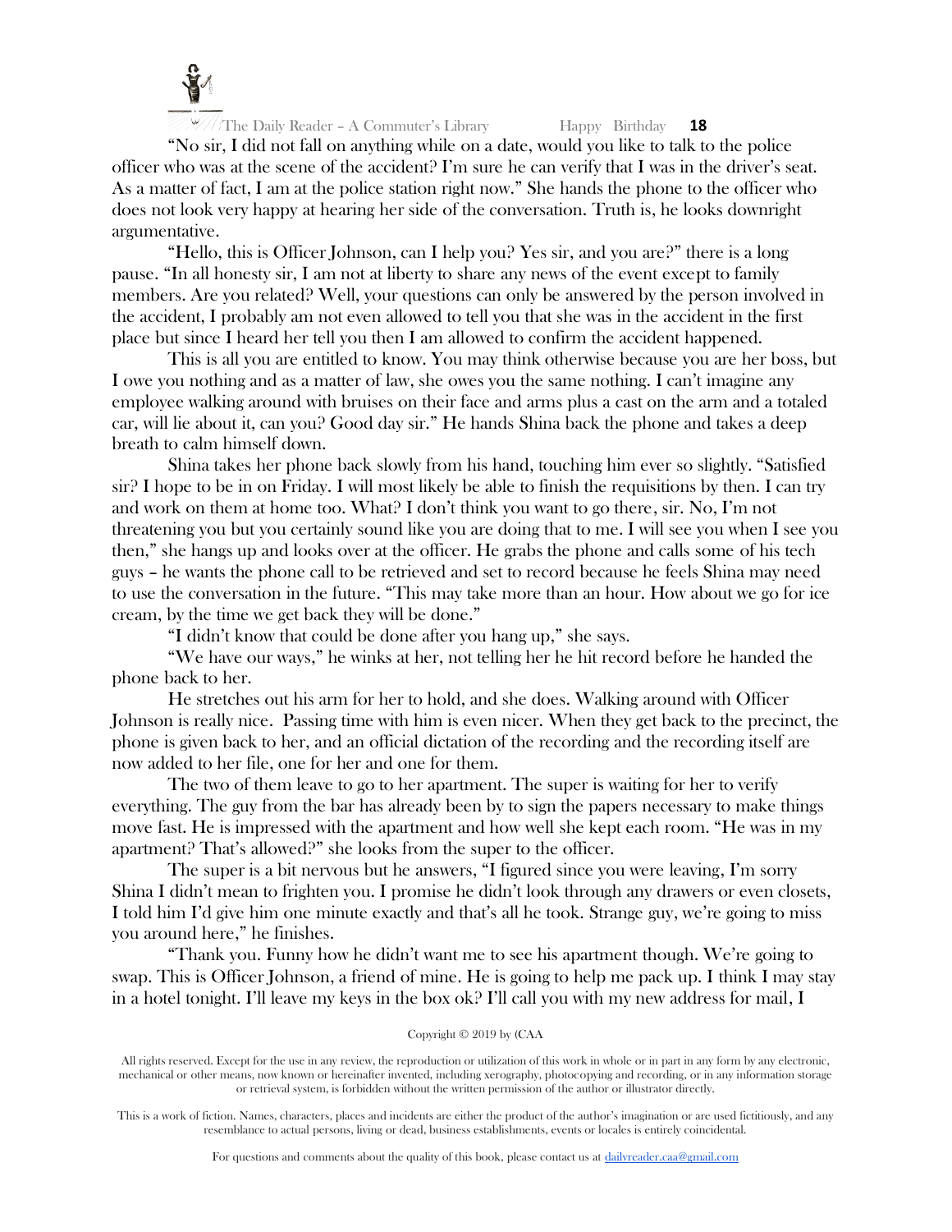"No sir, I did not fall on anything while on a date, would you like to talk to the police officer who was at the scene of the accident? I'm sure he can verify that I was in the driver's seat. As a matter of fact, I am at the police station right now." She hands the phone to the officer who does not look very happy at hearing her side of the conversation. Truth is, he looks downright argumentative.

"Hello, this is Officer Johnson, can I help you? Yes sir, and you are?" there is a long pause. "In all honesty sir, I am not at liberty to share any news of the event except to family members. Are you related? Well, your questions can only be answered by the person involved in the accident, I probably am not even allowed to tell you that she was in the accident in the first place but since I heard her tell you then I am allowed to confirm the accident happened.

This is all you are entitled to know. You may think otherwise because you are her boss, but I owe you nothing and as a matter of law, she owes you the same nothing. I can't imagine any employee walking around with bruises on their face and arms plus a cast on the arm and a totaled car, will lie about it, can you? Good day sir." He hands Shina back the phone and takes a deep breath to calm himself down.

Shina takes her phone back slowly from his hand, touching him ever so slightly. "Satisfied sir? I hope to be in on Friday. I will most likely be able to finish the requisitions by then. I can try and work on them at home too. What? I don't think you want to go there, sir. No, I'm not threatening you but you certainly sound like you are doing that to me. I will see you when I see you then," she hangs up and looks over at the officer. He grabs the phone and calls some of his tech guys – he wants the phone call to be retrieved and set to record because he feels Shina may need to use the conversation in the future. "This may take more than an hour. How about we go for ice cream, by the time we get back they will be done."

"I didn't know that could be done after you hang up," she says.

"We have our ways," he winks at her, not telling her he hit record before he handed the phone back to her.

He stretches out his arm for her to hold, and she does. Walking around with Officer Johnson is really nice. Passing time with him is even nicer. When they get back to the precinct, the phone is given back to her, and an official dictation of the recording and the recording itself are now added to her file, one for her and one for them.

The two of them leave to go to her apartment. The super is waiting for her to verify everything. The guy from the bar has already been by to sign the papers necessary to make things move fast. He is impressed with the apartment and how well she kept each room. "He was in my apartment? That's allowed?" she looks from the super to the officer.

The super is a bit nervous but he answers, "I figured since you were leaving, I'm sorry Shina I didn't mean to frighten you. I promise he didn't look through any drawers or even closets, I told him I'd give him one minute exactly and that's all he took. Strange guy, we're going to miss you around here," he finishes.

"Thank you. Funny how he didn't want me to see his apartment though. We're going to swap. This is Officer Johnson, a friend of mine. He is going to help me pack up. I think I may stay in a hotel tonight. I'll leave my keys in the box ok? I'll call you with my new address for mail, I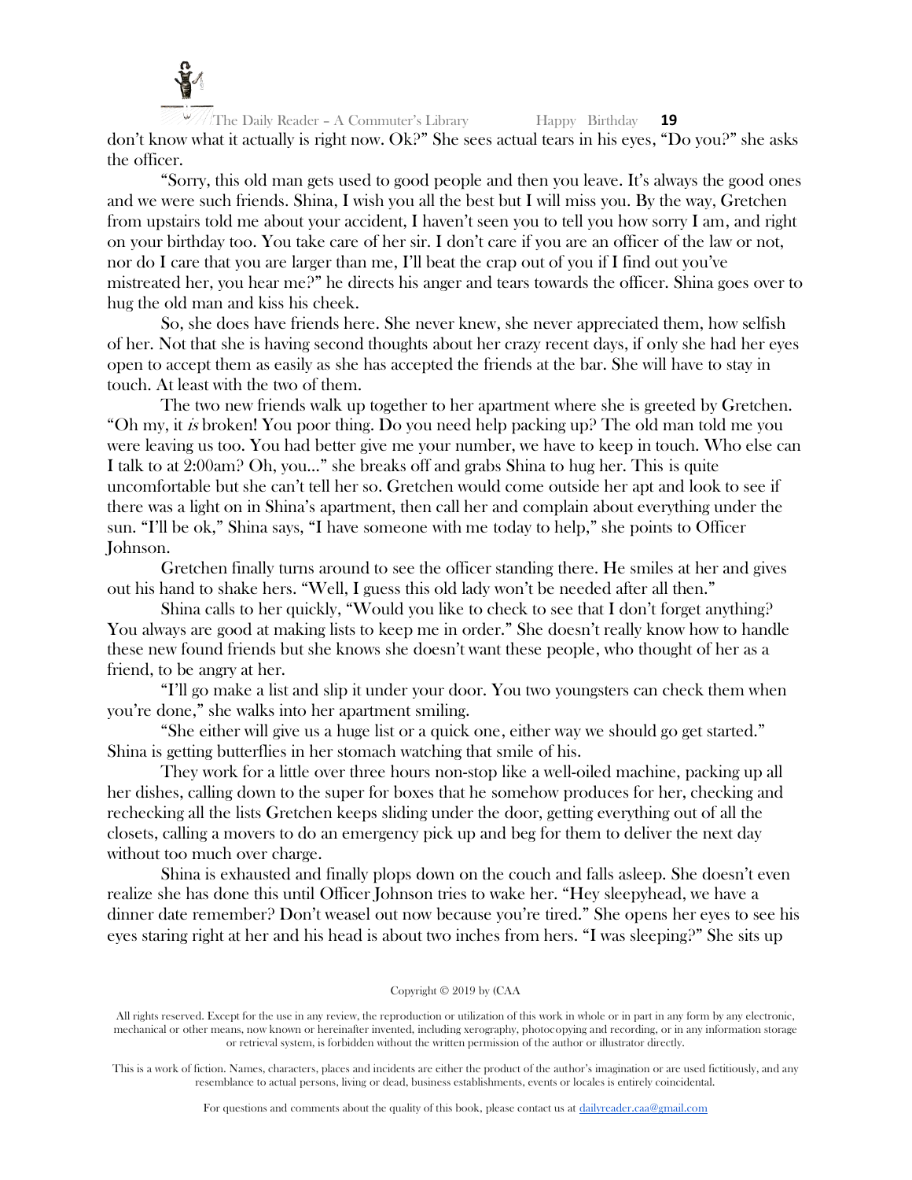don't know what it actually is right now. Ok?" She sees actual tears in his eyes, "Do you?" she asks the officer.

"Sorry, this old man gets used to good people and then you leave. It's always the good ones and we were such friends. Shina, I wish you all the best but I will miss you. By the way, Gretchen from upstairs told me about your accident, I haven't seen you to tell you how sorry I am, and right on your birthday too. You take care of her sir. I don't care if you are an officer of the law or not, nor do I care that you are larger than me, I'll beat the crap out of you if I find out you've mistreated her, you hear me?" he directs his anger and tears towards the officer. Shina goes over to hug the old man and kiss his cheek.

So, she does have friends here. She never knew, she never appreciated them, how selfish of her. Not that she is having second thoughts about her crazy recent days, if only she had her eyes open to accept them as easily as she has accepted the friends at the bar. She will have to stay in touch. At least with the two of them.

The two new friends walk up together to her apartment where she is greeted by Gretchen. "Oh my, it *is* broken! You poor thing. Do you need help packing up? The old man told me you were leaving us too. You had better give me your number, we have to keep in touch. Who else can I talk to at 2:00am? Oh, you…" she breaks off and grabs Shina to hug her. This is quite uncomfortable but she can't tell her so. Gretchen would come outside her apt and look to see if there was a light on in Shina's apartment, then call her and complain about everything under the sun. "I'll be ok," Shina says, "I have someone with me today to help," she points to Officer Johnson.

Gretchen finally turns around to see the officer standing there. He smiles at her and gives out his hand to shake hers. "Well, I guess this old lady won't be needed after all then."

Shina calls to her quickly, "Would you like to check to see that I don't forget anything? You always are good at making lists to keep me in order." She doesn't really know how to handle these new found friends but she knows she doesn't want these people, who thought of her as a friend, to be angry at her.

"I'll go make a list and slip it under your door. You two youngsters can check them when you're done," she walks into her apartment smiling.

"She either will give us a huge list or a quick one, either way we should go get started." Shina is getting butterflies in her stomach watching that smile of his.

They work for a little over three hours non-stop like a well-oiled machine, packing up all her dishes, calling down to the super for boxes that he somehow produces for her, checking and rechecking all the lists Gretchen keeps sliding under the door, getting everything out of all the closets, calling a movers to do an emergency pick up and beg for them to deliver the next day without too much over charge.

Shina is exhausted and finally plops down on the couch and falls asleep. She doesn't even realize she has done this until Officer Johnson tries to wake her. "Hey sleepyhead, we have a dinner date remember? Don't weasel out now because you're tired." She opens her eyes to see his eyes staring right at her and his head is about two inches from hers. "I was sleeping?" She sits up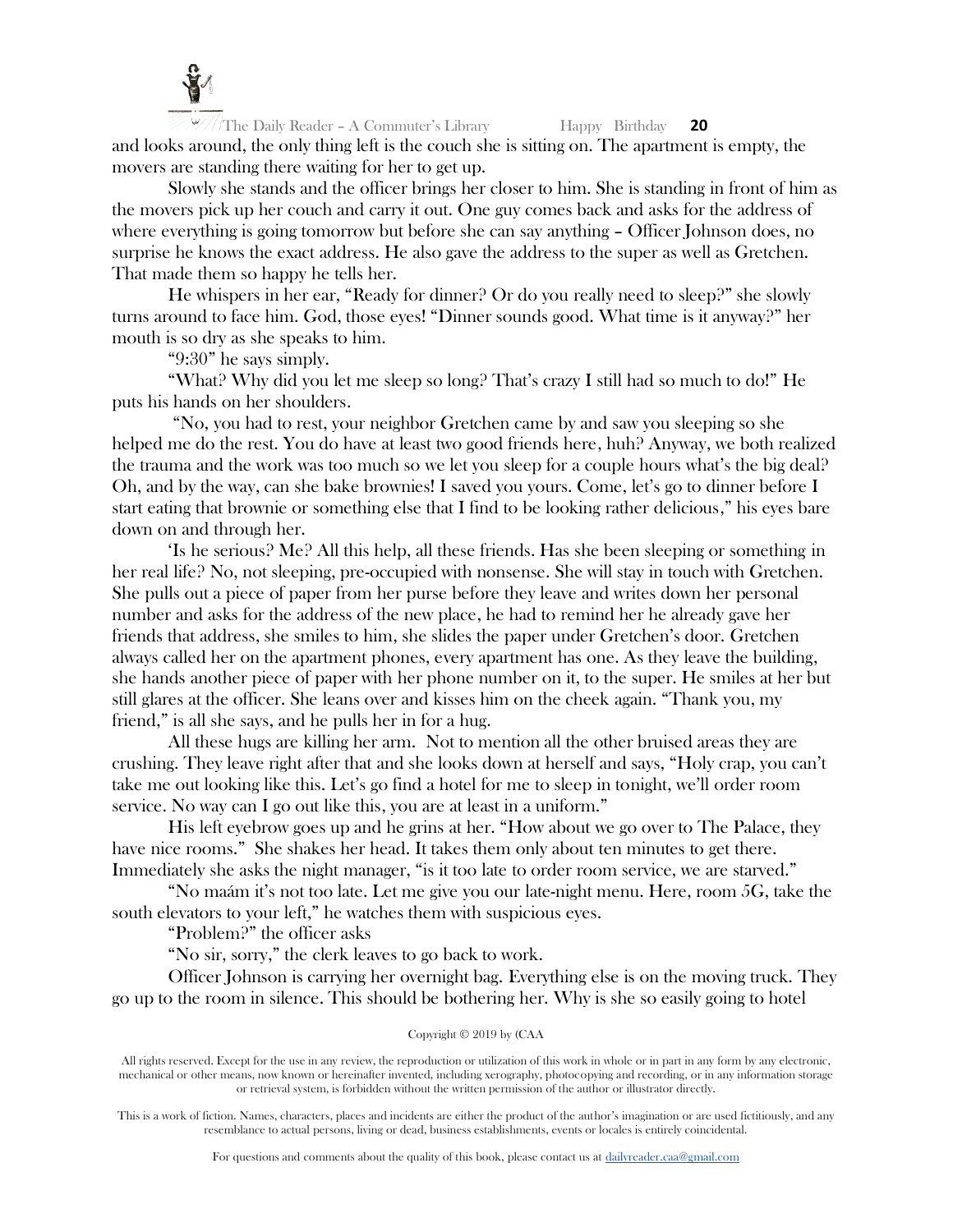and looks around, the only thing left is the couch she is sitting on. The apartment is empty, the movers are standing there waiting for her to get up.

Slowly she stands and the officer brings her closer to him. She is standing in front of him as the movers pick up her couch and carry it out. One guy comes back and asks for the address of where everything is going tomorrow but before she can say anything – Officer Johnson does, no surprise he knows the exact address. He also gave the address to the super as well as Gretchen. That made them so happy he tells her.

He whispers in her ear, "Ready for dinner? Or do you really need to sleep?" she slowly turns around to face him. God, those eyes! "Dinner sounds good. What time is it anyway?" her mouth is so dry as she speaks to him.

"9:30" he says simply.

"What? Why did you let me sleep so long? That's crazy I still had so much to do!" He puts his hands on her shoulders.

"No, you had to rest, your neighbor Gretchen came by and saw you sleeping so she helped me do the rest. You do have at least two good friends here, huh? Anyway, we both realized the trauma and the work was too much so we let you sleep for a couple hours what's the big deal? Oh, and by the way, can she bake brownies! I saved you yours. Come, let's go to dinner before I start eating that brownie or something else that I find to be looking rather delicious," his eyes bare down on and through her.

'Is he serious? Me? All this help, all these friends. Has she been sleeping or something in her real life? No, not sleeping, pre-occupied with nonsense. She will stay in touch with Gretchen. She pulls out a piece of paper from her purse before they leave and writes down her personal number and asks for the address of the new place, he had to remind her he already gave her friends that address, she smiles to him, she slides the paper under Gretchen's door. Gretchen always called her on the apartment phones, every apartment has one. As they leave the building, she hands another piece of paper with her phone number on it, to the super. He smiles at her but still glares at the officer. She leans over and kisses him on the cheek again. "Thank you, my friend," is all she says, and he pulls her in for a hug.

All these hugs are killing her arm. Not to mention all the other bruised areas they are crushing. They leave right after that and she looks down at herself and says, "Holy crap, you can't take me out looking like this. Let's go find a hotel for me to sleep in tonight, we'll order room service. No way can I go out like this, you are at least in a uniform."

His left eyebrow goes up and he grins at her. "How about we go over to The Palace, they have nice rooms." She shakes her head. It takes them only about ten minutes to get there. Immediately she asks the night manager, "is it too late to order room service, we are starved."

"No maám it's not too late. Let me give you our late-night menu. Here, room 5G, take the south elevators to your left," he watches them with suspicious eyes.

"Problem?" the officer asks

"No sir, sorry," the clerk leaves to go back to work.

Officer Johnson is carrying her overnight bag. Everything else is on the moving truck. They go up to the room in silence. This should be bothering her. Why is she so easily going to hotel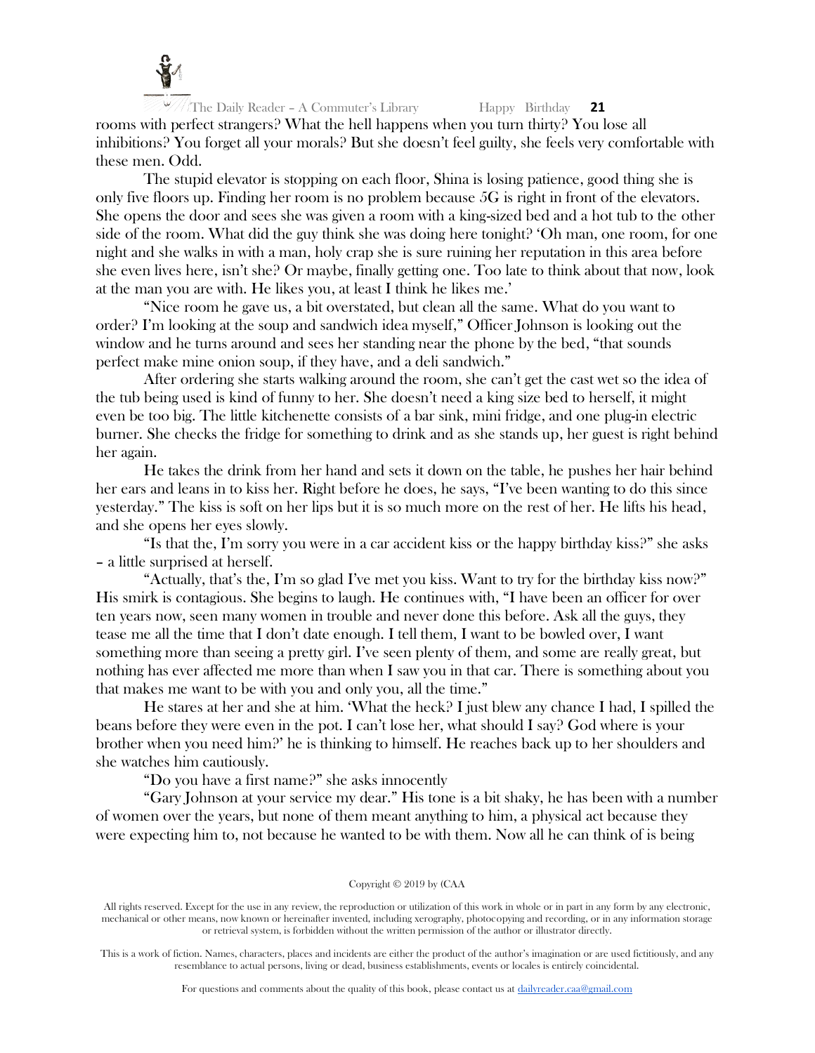rooms with perfect strangers? What the hell happens when you turn thirty? You lose all inhibitions? You forget all your morals? But she doesn't feel guilty, she feels very comfortable with these men. Odd.

The stupid elevator is stopping on each floor, Shina is losing patience, good thing she is only five floors up. Finding her room is no problem because 5G is right in front of the elevators. She opens the door and sees she was given a room with a king-sized bed and a hot tub to the other side of the room. What did the guy think she was doing here tonight? 'Oh man, one room, for one night and she walks in with a man, holy crap she is sure ruining her reputation in this area before she even lives here, isn't she? Or maybe, finally getting one. Too late to think about that now, look at the man you are with. He likes you, at least I think he likes me.'

"Nice room he gave us, a bit overstated, but clean all the same. What do you want to order? I'm looking at the soup and sandwich idea myself," Officer Johnson is looking out the window and he turns around and sees her standing near the phone by the bed, "that sounds perfect make mine onion soup, if they have, and a deli sandwich."

After ordering she starts walking around the room, she can't get the cast wet so the idea of the tub being used is kind of funny to her. She doesn't need a king size bed to herself, it might even be too big. The little kitchenette consists of a bar sink, mini fridge, and one plug-in electric burner. She checks the fridge for something to drink and as she stands up, her guest is right behind her again.

He takes the drink from her hand and sets it down on the table, he pushes her hair behind her ears and leans in to kiss her. Right before he does, he says, "I've been wanting to do this since yesterday." The kiss is soft on her lips but it is so much more on the rest of her. He lifts his head, and she opens her eyes slowly.

"Is that the, I'm sorry you were in a car accident kiss or the happy birthday kiss?" she asks – a little surprised at herself.

"Actually, that's the, I'm so glad I've met you kiss. Want to try for the birthday kiss now?" His smirk is contagious. She begins to laugh. He continues with, "I have been an officer for over ten years now, seen many women in trouble and never done this before. Ask all the guys, they tease me all the time that I don't date enough. I tell them, I want to be bowled over, I want something more than seeing a pretty girl. I've seen plenty of them, and some are really great, but nothing has ever affected me more than when I saw you in that car. There is something about you that makes me want to be with you and only you, all the time."

He stares at her and she at him. 'What the heck? I just blew any chance I had, I spilled the beans before they were even in the pot. I can't lose her, what should I say? God where is your brother when you need him?' he is thinking to himself. He reaches back up to her shoulders and she watches him cautiously.

"Do you have a first name?" she asks innocently

"Gary Johnson at your service my dear." His tone is a bit shaky, he has been with a number of women over the years, but none of them meant anything to him, a physical act because they were expecting him to, not because he wanted to be with them. Now all he can think of is being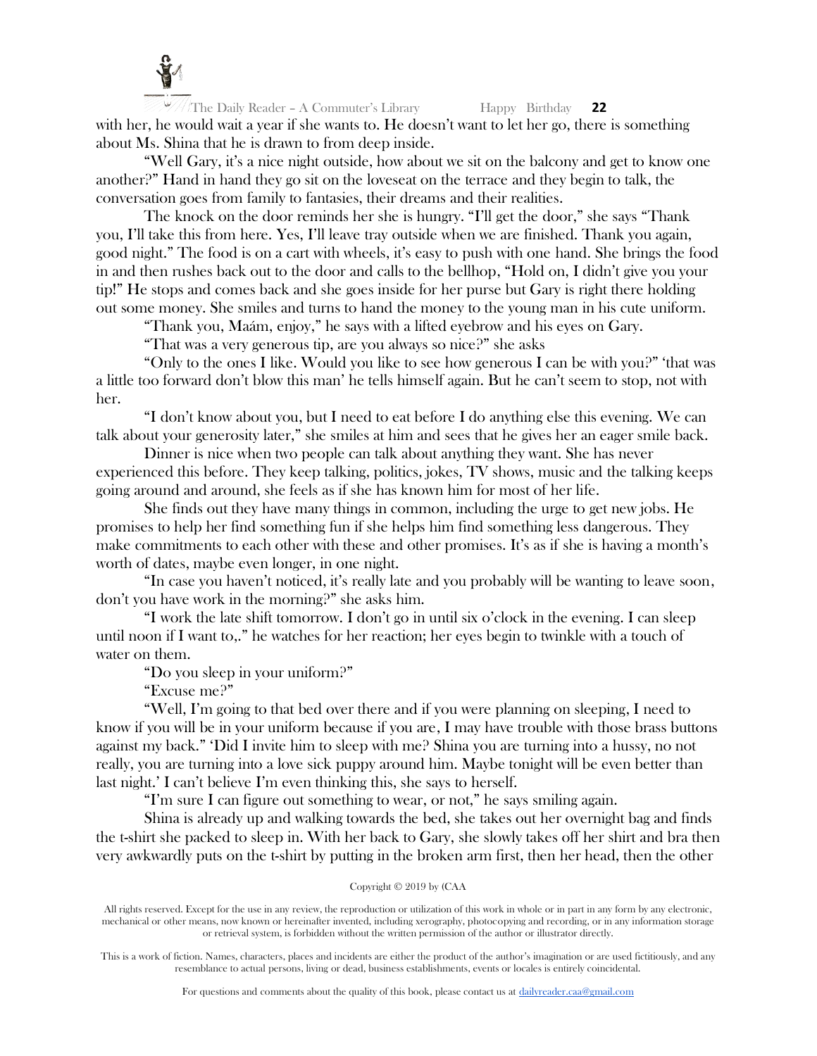with her, he would wait a year if she wants to. He doesn't want to let her go, there is something about Ms. Shina that he is drawn to from deep inside.

"Well Gary, it's a nice night outside, how about we sit on the balcony and get to know one another?" Hand in hand they go sit on the loveseat on the terrace and they begin to talk, the conversation goes from family to fantasies, their dreams and their realities.

The knock on the door reminds her she is hungry. "I'll get the door," she says "Thank you, I'll take this from here. Yes, I'll leave tray outside when we are finished. Thank you again, good night." The food is on a cart with wheels, it's easy to push with one hand. She brings the food in and then rushes back out to the door and calls to the bellhop, "Hold on, I didn't give you your tip!" He stops and comes back and she goes inside for her purse but Gary is right there holding out some money. She smiles and turns to hand the money to the young man in his cute uniform.

"Thank you, Maám, enjoy," he says with a lifted eyebrow and his eyes on Gary.

"That was a very generous tip, are you always so nice?" she asks

"Only to the ones I like. Would you like to see how generous I can be with you?" 'that was a little too forward don't blow this man' he tells himself again. But he can't seem to stop, not with her.

"I don't know about you, but I need to eat before I do anything else this evening. We can talk about your generosity later," she smiles at him and sees that he gives her an eager smile back.

Dinner is nice when two people can talk about anything they want. She has never experienced this before. They keep talking, politics, jokes, TV shows, music and the talking keeps going around and around, she feels as if she has known him for most of her life.

She finds out they have many things in common, including the urge to get new jobs. He promises to help her find something fun if she helps him find something less dangerous. They make commitments to each other with these and other promises. It's as if she is having a month's worth of dates, maybe even longer, in one night.

"In case you haven't noticed, it's really late and you probably will be wanting to leave soon, don't you have work in the morning?" she asks him.

"I work the late shift tomorrow. I don't go in until six o'clock in the evening. I can sleep until noon if I want to,." he watches for her reaction; her eyes begin to twinkle with a touch of water on them.

"Do you sleep in your uniform?"

"Excuse me?"

"Well, I'm going to that bed over there and if you were planning on sleeping, I need to know if you will be in your uniform because if you are, I may have trouble with those brass buttons against my back." 'Did I invite him to sleep with me? Shina you are turning into a hussy, no not really, you are turning into a love sick puppy around him. Maybe tonight will be even better than last night.' I can't believe I'm even thinking this, she says to herself.

"I'm sure I can figure out something to wear, or not," he says smiling again.

Shina is already up and walking towards the bed, she takes out her overnight bag and finds the t-shirt she packed to sleep in. With her back to Gary, she slowly takes off her shirt and bra then very awkwardly puts on the t-shirt by putting in the broken arm first, then her head, then the other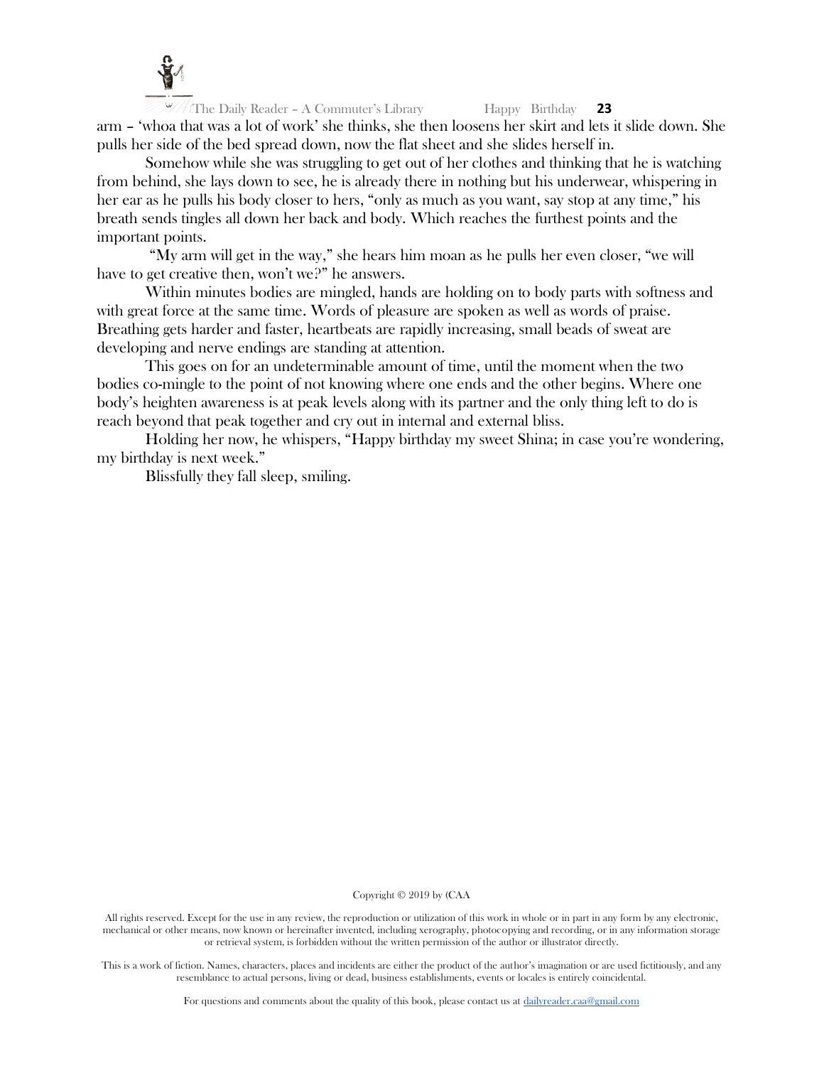arm – 'whoa that was a lot of work' she thinks, she then loosens her skirt and lets it slide down. She pulls her side of the bed spread down, now the flat sheet and she slides herself in.

Somehow while she was struggling to get out of her clothes and thinking that he is watching from behind, she lays down to see, he is already there in nothing but his underwear, whispering in her ear as he pulls his body closer to hers, "only as much as you want, say stop at any time," his breath sends tingles all down her back and body. Which reaches the furthest points and the important points.

"My arm will get in the way," she hears him moan as he pulls her even closer, "we will have to get creative then, won't we?" he answers.

Within minutes bodies are mingled, hands are holding on to body parts with softness and with great force at the same time. Words of pleasure are spoken as well as words of praise. Breathing gets harder and faster, heartbeats are rapidly increasing, small beads of sweat are developing and nerve endings are standing at attention.

This goes on for an undeterminable amount of time, until the moment when the two bodies co-mingle to the point of not knowing where one ends and the other begins. Where one body's heighten awareness is at peak levels along with its partner and the only thing left to do is reach beyond that peak together and cry out in internal and external bliss.

Holding her now, he whispers, "Happy birthday my sweet Shina; in case you're wondering, my birthday is next week."

Blissfully they fall sleep, smiling.

Copyright © 2019 by (CAA

All rights reserved. Except for the use in any review, the reproduction or utilization of this work in whole or in part in any form by any electronic, mechanical or other means, now known or hereinafter invented, including xerography, photocopying and recording, or in any information storage or retrieval system, is forbidden without the written permission of the author or illustrator directly.

This is a work of fiction. Names, characters, places and incidents are either the product of the author's imagination or are used fictitiously, and any resemblance to actual persons, living or dead, business establishments, events or locales is entirely coincidental.

For questions and comments about the quality of this book, please contact us at dailyreader.caa@gmail.com